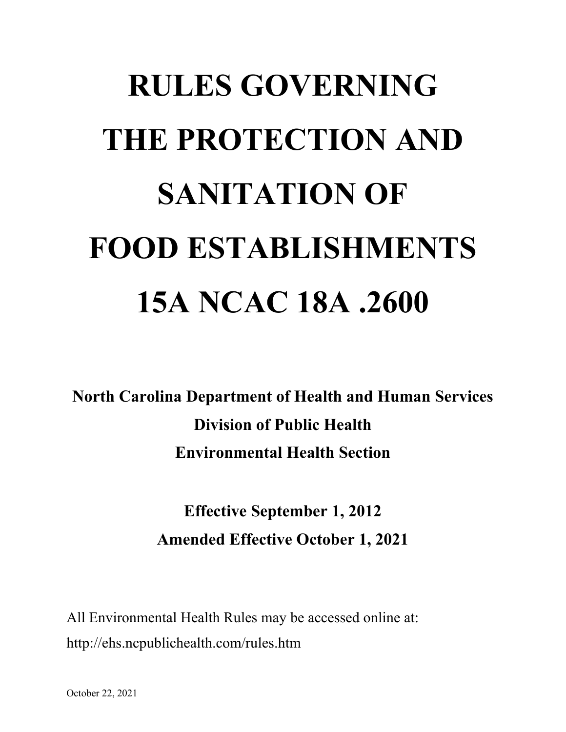# RULES GOVERNING THE PROTECTION AND SANITATION OF FOOD ESTABLISHMENTS 15A NCAC 18A .2600

**North Carolina Department of Health and Human Services**
**Division of Public Health**
**Environmental Health Section**

**Effective September 1, 2012**
**Amended Effective October 1, 2021**

All Environmental Health Rules may be accessed online at:
http://ehs.ncpublichealth.com/rules.htm

October 22, 2021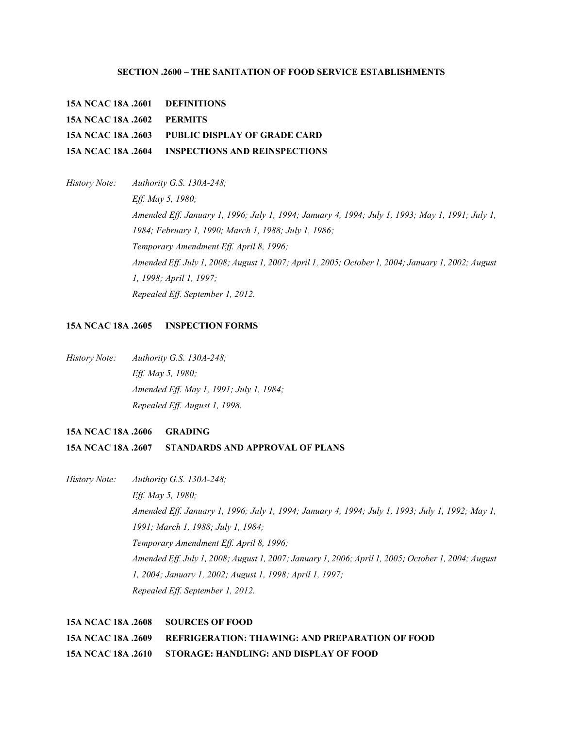## SECTION .2600 – THE SANITATION OF FOOD SERVICE ESTABLISHMENTS

**15A NCAC 18A .2601 DEFINITIONS**

**15A NCAC 18A .2602 PERMITS**

**15A NCAC 18A .2603 PUBLIC DISPLAY OF GRADE CARD**

**15A NCAC 18A .2604 INSPECTIONS AND REINSPECTIONS**

*History Note: Authority G.S. 130A-248;*
*Eff. May 5, 1980;*
*Amended Eff. January 1, 1996; July 1, 1994; January 4, 1994; July 1, 1993; May 1, 1991; July 1, 1984; February 1, 1990; March 1, 1988; July 1, 1986;*
*Temporary Amendment Eff. April 8, 1996;*
*Amended Eff. July 1, 2008; August 1, 2007; April 1, 2005; October 1, 2004; January 1, 2002; August 1, 1998; April 1, 1997;*
*Repealed Eff. September 1, 2012.*

**15A NCAC 18A .2605 INSPECTION FORMS**

*History Note: Authority G.S. 130A-248;*
*Eff. May 5, 1980;*
*Amended Eff. May 1, 1991; July 1, 1984;*
*Repealed Eff. August 1, 1998.*

**15A NCAC 18A .2606 GRADING**

**15A NCAC 18A .2607 STANDARDS AND APPROVAL OF PLANS**

*History Note: Authority G.S. 130A-248;*
*Eff. May 5, 1980;*
*Amended Eff. January 1, 1996; July 1, 1994; January 4, 1994; July 1, 1993; July 1, 1992; May 1, 1991; March 1, 1988; July 1, 1984;*
*Temporary Amendment Eff. April 8, 1996;*
*Amended Eff. July 1, 2008; August 1, 2007; January 1, 2006; April 1, 2005; October 1, 2004; August 1, 2004; January 1, 2002; August 1, 1998; April 1, 1997;*
*Repealed Eff. September 1, 2012.*

**15A NCAC 18A .2608 SOURCES OF FOOD**

**15A NCAC 18A .2609 REFRIGERATION: THAWING: AND PREPARATION OF FOOD**

**15A NCAC 18A .2610 STORAGE: HANDLING: AND DISPLAY OF FOOD**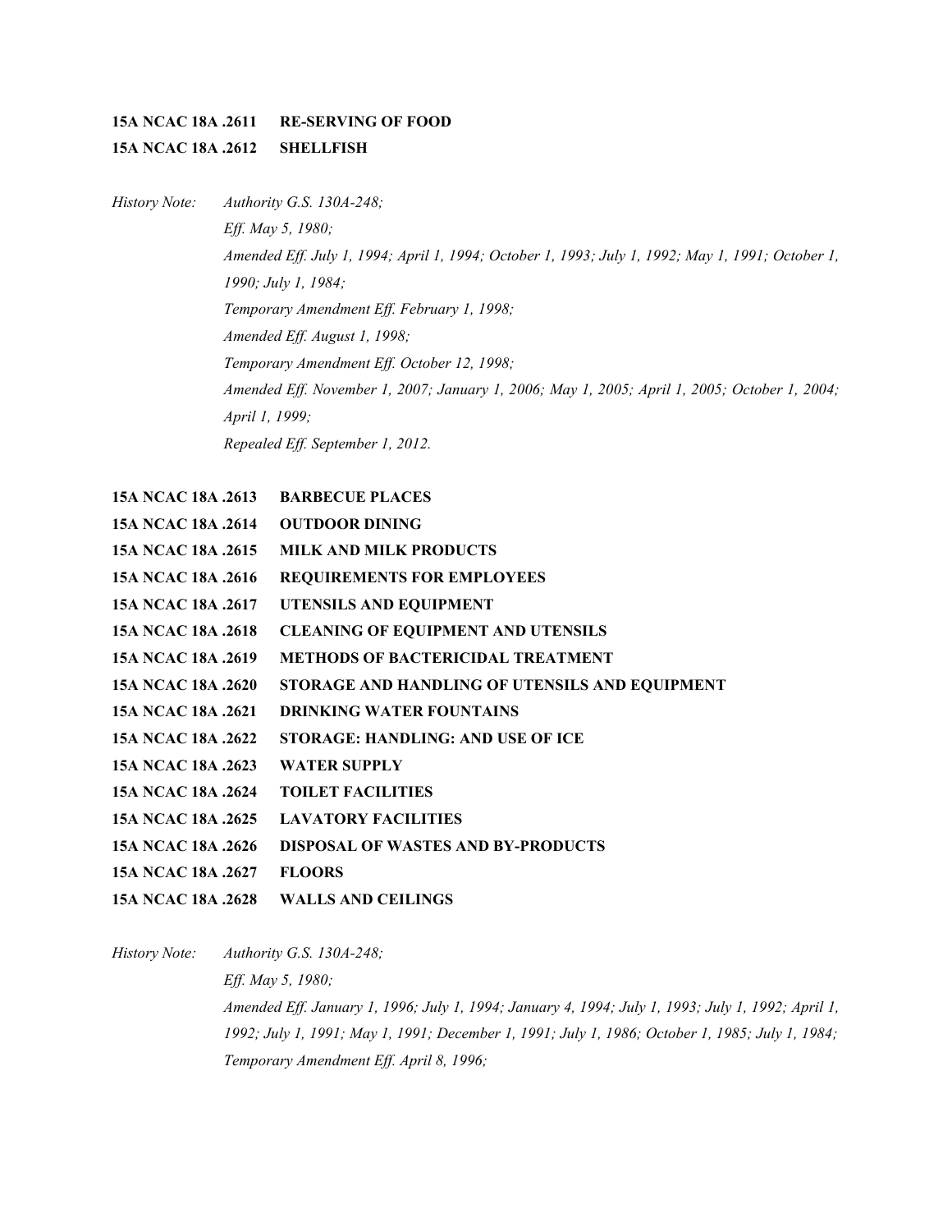**15A NCAC 18A .2611 RE-SERVING OF FOOD**

**15A NCAC 18A .2612 SHELLFISH**

*History Note: Authority G.S. 130A-248;*
*Eff. May 5, 1980;*
*Amended Eff. July 1, 1994; April 1, 1994; October 1, 1993; July 1, 1992; May 1, 1991; October 1, 1990; July 1, 1984;*
*Temporary Amendment Eff. February 1, 1998;*
*Amended Eff. August 1, 1998;*
*Temporary Amendment Eff. October 12, 1998;*
*Amended Eff. November 1, 2007; January 1, 2006; May 1, 2005; April 1, 2005; October 1, 2004; April 1, 1999;*
*Repealed Eff. September 1, 2012.*

**15A NCAC 18A .2613 BARBECUE PLACES**

**15A NCAC 18A .2614 OUTDOOR DINING**

**15A NCAC 18A .2615 MILK AND MILK PRODUCTS**

**15A NCAC 18A .2616 REQUIREMENTS FOR EMPLOYEES**

**15A NCAC 18A .2617 UTENSILS AND EQUIPMENT**

**15A NCAC 18A .2618 CLEANING OF EQUIPMENT AND UTENSILS**

**15A NCAC 18A .2619 METHODS OF BACTERICIDAL TREATMENT**

**15A NCAC 18A .2620 STORAGE AND HANDLING OF UTENSILS AND EQUIPMENT**

**15A NCAC 18A .2621 DRINKING WATER FOUNTAINS**

**15A NCAC 18A .2622 STORAGE: HANDLING: AND USE OF ICE**

**15A NCAC 18A .2623 WATER SUPPLY**

**15A NCAC 18A .2624 TOILET FACILITIES**

**15A NCAC 18A .2625 LAVATORY FACILITIES**

**15A NCAC 18A .2626 DISPOSAL OF WASTES AND BY-PRODUCTS**

**15A NCAC 18A .2627 FLOORS**

**15A NCAC 18A .2628 WALLS AND CEILINGS**

*History Note: Authority G.S. 130A-248;*
*Eff. May 5, 1980;*
*Amended Eff. January 1, 1996; July 1, 1994; January 4, 1994; July 1, 1993; July 1, 1992; April 1, 1992; July 1, 1991; May 1, 1991; December 1, 1991; July 1, 1986; October 1, 1985; July 1, 1984;*
*Temporary Amendment Eff. April 8, 1996;*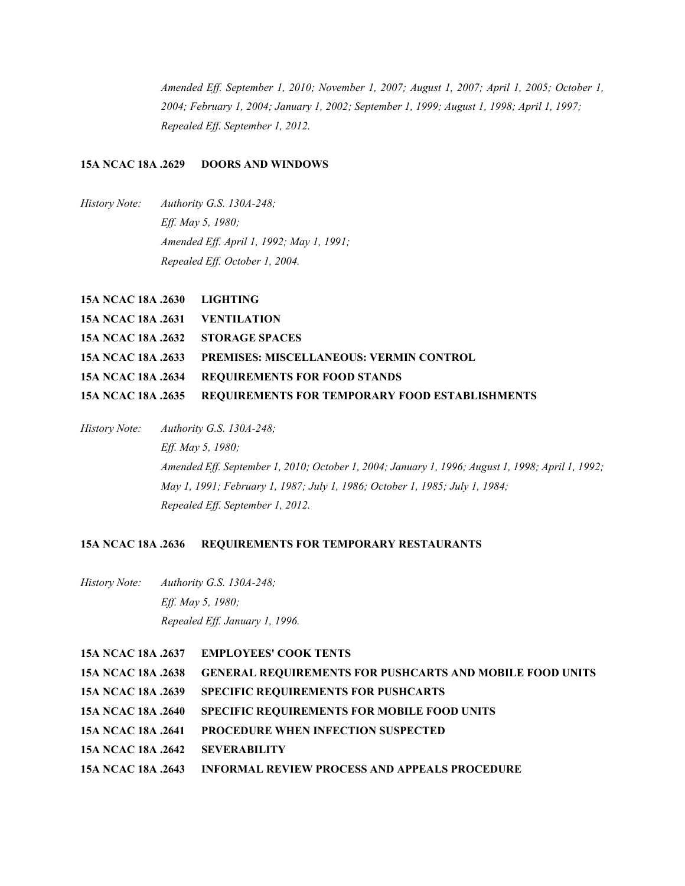*Amended Eff. September 1, 2010; November 1, 2007; August 1, 2007; April 1, 2005; October 1, 2004; February 1, 2004; January 1, 2002; September 1, 1999; August 1, 1998; April 1, 1997;*
*Repealed Eff. September 1, 2012.*

**15A NCAC 18A .2629 DOORS AND WINDOWS**

*History Note: Authority G.S. 130A-248;*
*Eff. May 5, 1980;*
*Amended Eff. April 1, 1992; May 1, 1991;*
*Repealed Eff. October 1, 2004.*

**15A NCAC 18A .2630 LIGHTING**
**15A NCAC 18A .2631 VENTILATION**
**15A NCAC 18A .2632 STORAGE SPACES**
**15A NCAC 18A .2633 PREMISES: MISCELLANEOUS: VERMIN CONTROL**
**15A NCAC 18A .2634 REQUIREMENTS FOR FOOD STANDS**
**15A NCAC 18A .2635 REQUIREMENTS FOR TEMPORARY FOOD ESTABLISHMENTS**

*History Note: Authority G.S. 130A-248;*
*Eff. May 5, 1980;*
*Amended Eff. September 1, 2010; October 1, 2004; January 1, 1996; August 1, 1998; April 1, 1992; May 1, 1991; February 1, 1987; July 1, 1986; October 1, 1985; July 1, 1984;*
*Repealed Eff. September 1, 2012.*

**15A NCAC 18A .2636 REQUIREMENTS FOR TEMPORARY RESTAURANTS**

*History Note: Authority G.S. 130A-248;*
*Eff. May 5, 1980;*
*Repealed Eff. January 1, 1996.*

**15A NCAC 18A .2637 EMPLOYEES' COOK TENTS**
**15A NCAC 18A .2638 GENERAL REQUIREMENTS FOR PUSHCARTS AND MOBILE FOOD UNITS**
**15A NCAC 18A .2639 SPECIFIC REQUIREMENTS FOR PUSHCARTS**
**15A NCAC 18A .2640 SPECIFIC REQUIREMENTS FOR MOBILE FOOD UNITS**
**15A NCAC 18A .2641 PROCEDURE WHEN INFECTION SUSPECTED**
**15A NCAC 18A .2642 SEVERABILITY**
**15A NCAC 18A .2643 INFORMAL REVIEW PROCESS AND APPEALS PROCEDURE**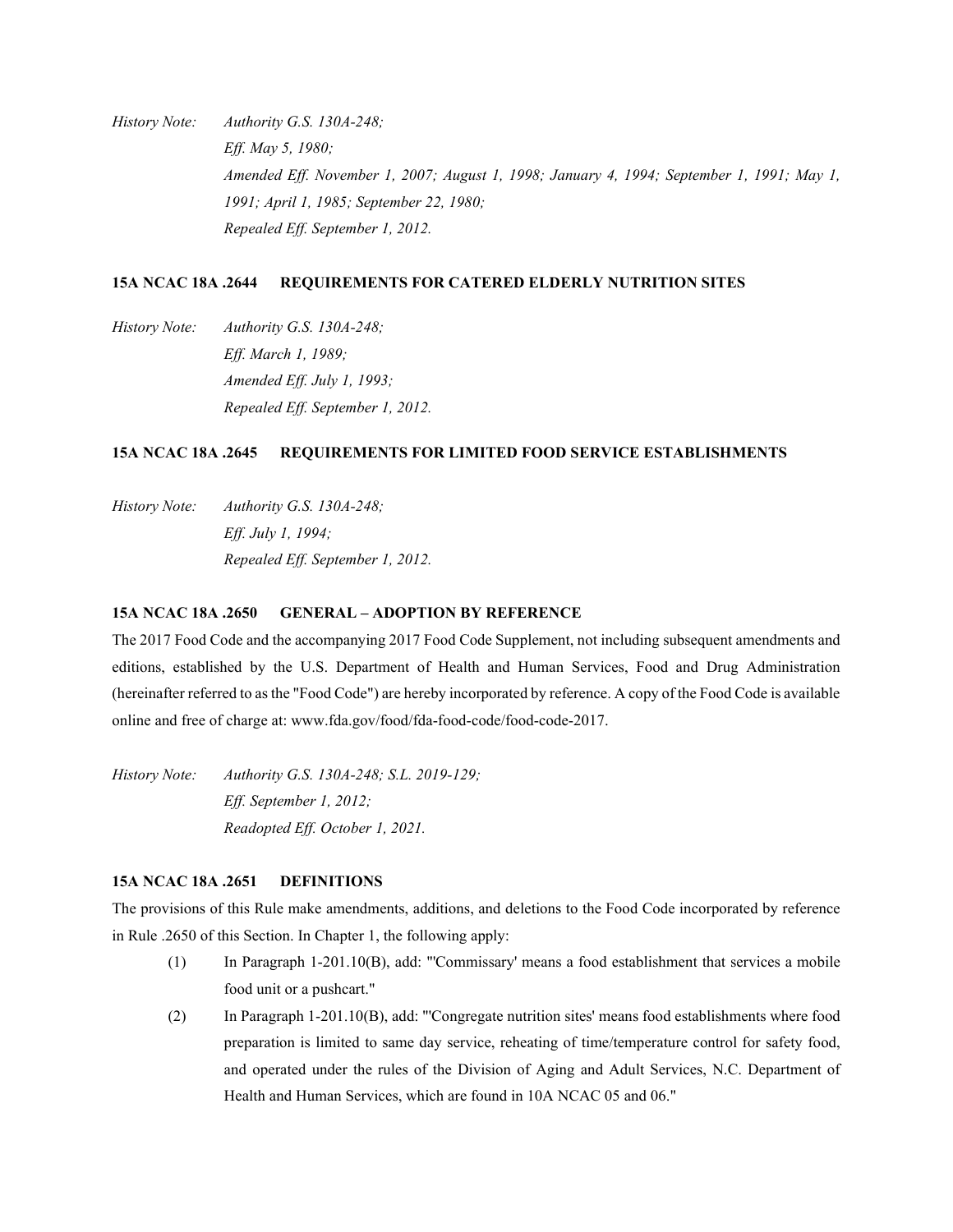*History Note: Authority G.S. 130A-248;*
*Eff. May 5, 1980;*
*Amended Eff. November 1, 2007; August 1, 1998; January 4, 1994; September 1, 1991; May 1, 1991; April 1, 1985; September 22, 1980;*
*Repealed Eff. September 1, 2012.*

**15A NCAC 18A .2644 REQUIREMENTS FOR CATERED ELDERLY NUTRITION SITES**

*History Note: Authority G.S. 130A-248;*
*Eff. March 1, 1989;*
*Amended Eff. July 1, 1993;*
*Repealed Eff. September 1, 2012.*

**15A NCAC 18A .2645 REQUIREMENTS FOR LIMITED FOOD SERVICE ESTABLISHMENTS**

*History Note: Authority G.S. 130A-248;*
*Eff. July 1, 1994;*
*Repealed Eff. September 1, 2012.*

**15A NCAC 18A .2650 GENERAL – ADOPTION BY REFERENCE**

The 2017 Food Code and the accompanying 2017 Food Code Supplement, not including subsequent amendments and editions, established by the U.S. Department of Health and Human Services, Food and Drug Administration (hereinafter referred to as the "Food Code") are hereby incorporated by reference. A copy of the Food Code is available online and free of charge at: www.fda.gov/food/fda-food-code/food-code-2017.

*History Note: Authority G.S. 130A-248; S.L. 2019-129;*
*Eff. September 1, 2012;*
*Readopted Eff. October 1, 2021.*

**15A NCAC 18A .2651 DEFINITIONS**

The provisions of this Rule make amendments, additions, and deletions to the Food Code incorporated by reference in Rule .2650 of this Section. In Chapter 1, the following apply:

(1) In Paragraph 1-201.10(B), add: "'Commissary' means a food establishment that services a mobile food unit or a pushcart."

(2) In Paragraph 1-201.10(B), add: "'Congregate nutrition sites' means food establishments where food preparation is limited to same day service, reheating of time/temperature control for safety food, and operated under the rules of the Division of Aging and Adult Services, N.C. Department of Health and Human Services, which are found in 10A NCAC 05 and 06."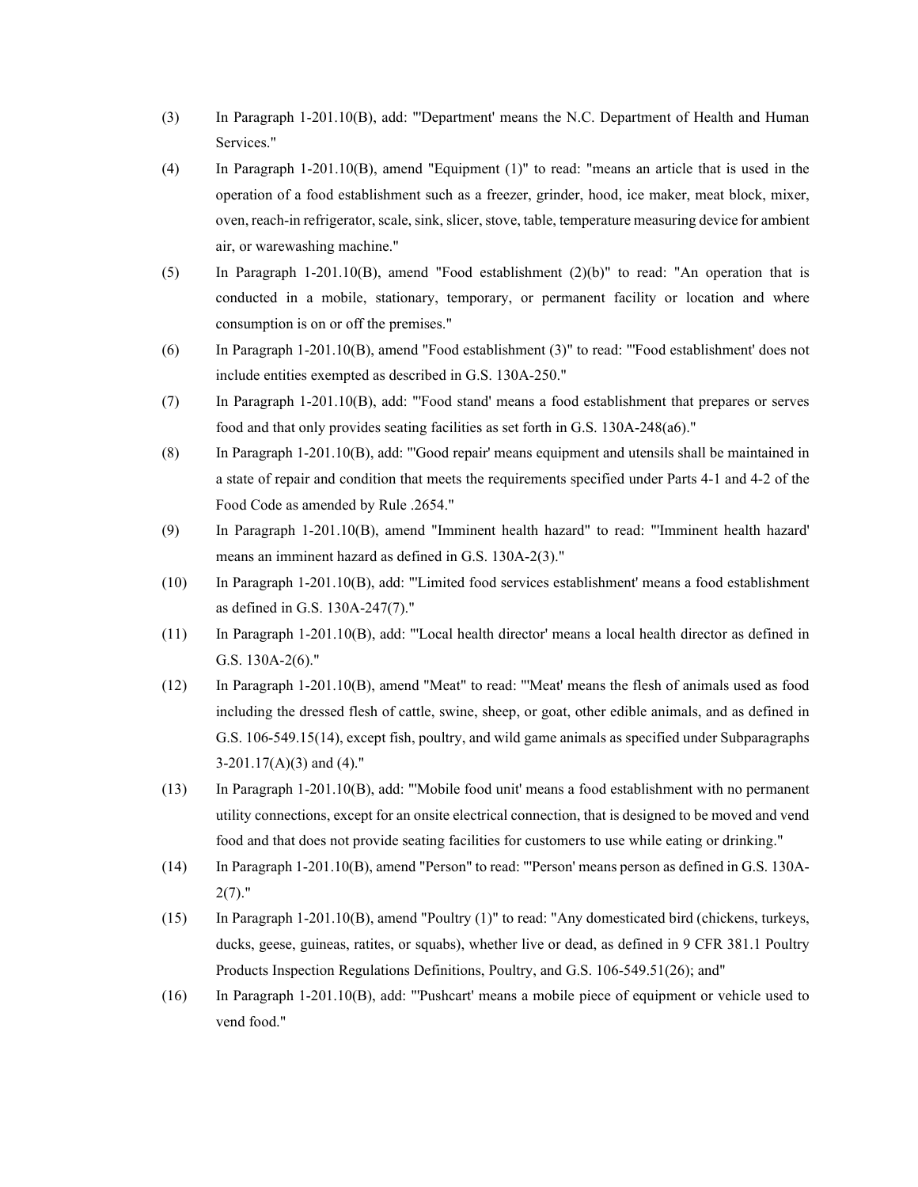(3) In Paragraph 1-201.10(B), add: "'Department' means the N.C. Department of Health and Human Services."

(4) In Paragraph 1-201.10(B), amend "Equipment (1)" to read: "means an article that is used in the operation of a food establishment such as a freezer, grinder, hood, ice maker, meat block, mixer, oven, reach-in refrigerator, scale, sink, slicer, stove, table, temperature measuring device for ambient air, or warewashing machine."

(5) In Paragraph 1-201.10(B), amend "Food establishment (2)(b)" to read: "An operation that is conducted in a mobile, stationary, temporary, or permanent facility or location and where consumption is on or off the premises."

(6) In Paragraph 1-201.10(B), amend "Food establishment (3)" to read: "'Food establishment' does not include entities exempted as described in G.S. 130A-250."

(7) In Paragraph 1-201.10(B), add: "'Food stand' means a food establishment that prepares or serves food and that only provides seating facilities as set forth in G.S. 130A-248(a6)."

(8) In Paragraph 1-201.10(B), add: "'Good repair' means equipment and utensils shall be maintained in a state of repair and condition that meets the requirements specified under Parts 4-1 and 4-2 of the Food Code as amended by Rule .2654."

(9) In Paragraph 1-201.10(B), amend "Imminent health hazard" to read: "'Imminent health hazard' means an imminent hazard as defined in G.S. 130A-2(3)."

(10) In Paragraph 1-201.10(B), add: "'Limited food services establishment' means a food establishment as defined in G.S. 130A-247(7)."

(11) In Paragraph 1-201.10(B), add: "'Local health director' means a local health director as defined in G.S. 130A-2(6)."

(12) In Paragraph 1-201.10(B), amend "Meat" to read: "'Meat' means the flesh of animals used as food including the dressed flesh of cattle, swine, sheep, or goat, other edible animals, and as defined in G.S. 106-549.15(14), except fish, poultry, and wild game animals as specified under Subparagraphs 3-201.17(A)(3) and (4)."

(13) In Paragraph 1-201.10(B), add: "'Mobile food unit' means a food establishment with no permanent utility connections, except for an onsite electrical connection, that is designed to be moved and vend food and that does not provide seating facilities for customers to use while eating or drinking."

(14) In Paragraph 1-201.10(B), amend "Person" to read: "'Person' means person as defined in G.S. 130A-2(7)."

(15) In Paragraph 1-201.10(B), amend "Poultry (1)" to read: "Any domesticated bird (chickens, turkeys, ducks, geese, guineas, ratites, or squabs), whether live or dead, as defined in 9 CFR 381.1 Poultry Products Inspection Regulations Definitions, Poultry, and G.S. 106-549.51(26); and"

(16) In Paragraph 1-201.10(B), add: "'Pushcart' means a mobile piece of equipment or vehicle used to vend food."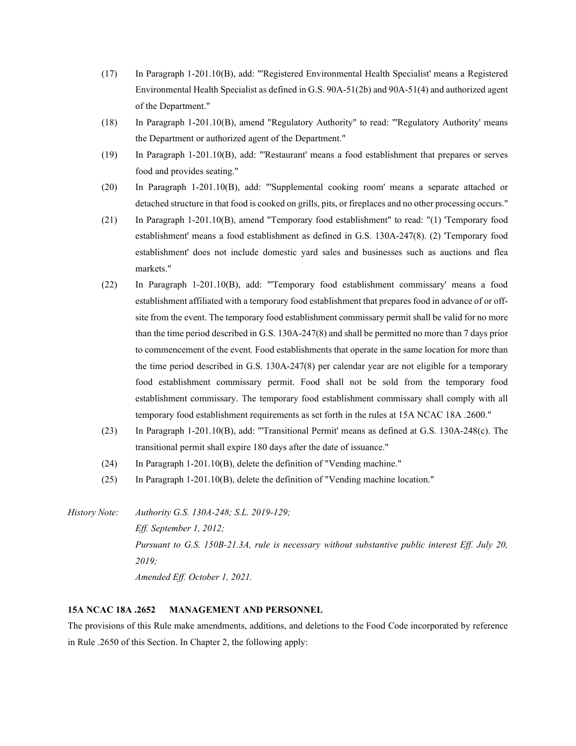(17) In Paragraph 1-201.10(B), add: "'Registered Environmental Health Specialist' means a Registered Environmental Health Specialist as defined in G.S. 90A-51(2b) and 90A-51(4) and authorized agent of the Department."

(18) In Paragraph 1-201.10(B), amend "Regulatory Authority" to read: "'Regulatory Authority' means the Department or authorized agent of the Department."

(19) In Paragraph 1-201.10(B), add: "'Restaurant' means a food establishment that prepares or serves food and provides seating."

(20) In Paragraph 1-201.10(B), add: "'Supplemental cooking room' means a separate attached or detached structure in that food is cooked on grills, pits, or fireplaces and no other processing occurs."

(21) In Paragraph 1-201.10(B), amend "Temporary food establishment" to read: "(1) 'Temporary food establishment' means a food establishment as defined in G.S. 130A-247(8). (2) 'Temporary food establishment' does not include domestic yard sales and businesses such as auctions and flea markets."

(22) In Paragraph 1-201.10(B), add: "'Temporary food establishment commissary' means a food establishment affiliated with a temporary food establishment that prepares food in advance of or off-site from the event. The temporary food establishment commissary permit shall be valid for no more than the time period described in G.S. 130A-247(8) and shall be permitted no more than 7 days prior to commencement of the event. Food establishments that operate in the same location for more than the time period described in G.S. 130A-247(8) per calendar year are not eligible for a temporary food establishment commissary permit. Food shall not be sold from the temporary food establishment commissary. The temporary food establishment commissary shall comply with all temporary food establishment requirements as set forth in the rules at 15A NCAC 18A .2600."

(23) In Paragraph 1-201.10(B), add: "'Transitional Permit' means as defined at G.S. 130A-248(c). The transitional permit shall expire 180 days after the date of issuance."

(24) In Paragraph 1-201.10(B), delete the definition of "Vending machine."

(25) In Paragraph 1-201.10(B), delete the definition of "Vending machine location."

*History Note: Authority G.S. 130A-248; S.L. 2019-129;*
*Eff. September 1, 2012;*
*Pursuant to G.S. 150B-21.3A, rule is necessary without substantive public interest Eff. July 20, 2019;*
*Amended Eff. October 1, 2021.*

**15A NCAC 18A .2652 MANAGEMENT AND PERSONNEL**

The provisions of this Rule make amendments, additions, and deletions to the Food Code incorporated by reference in Rule .2650 of this Section. In Chapter 2, the following apply: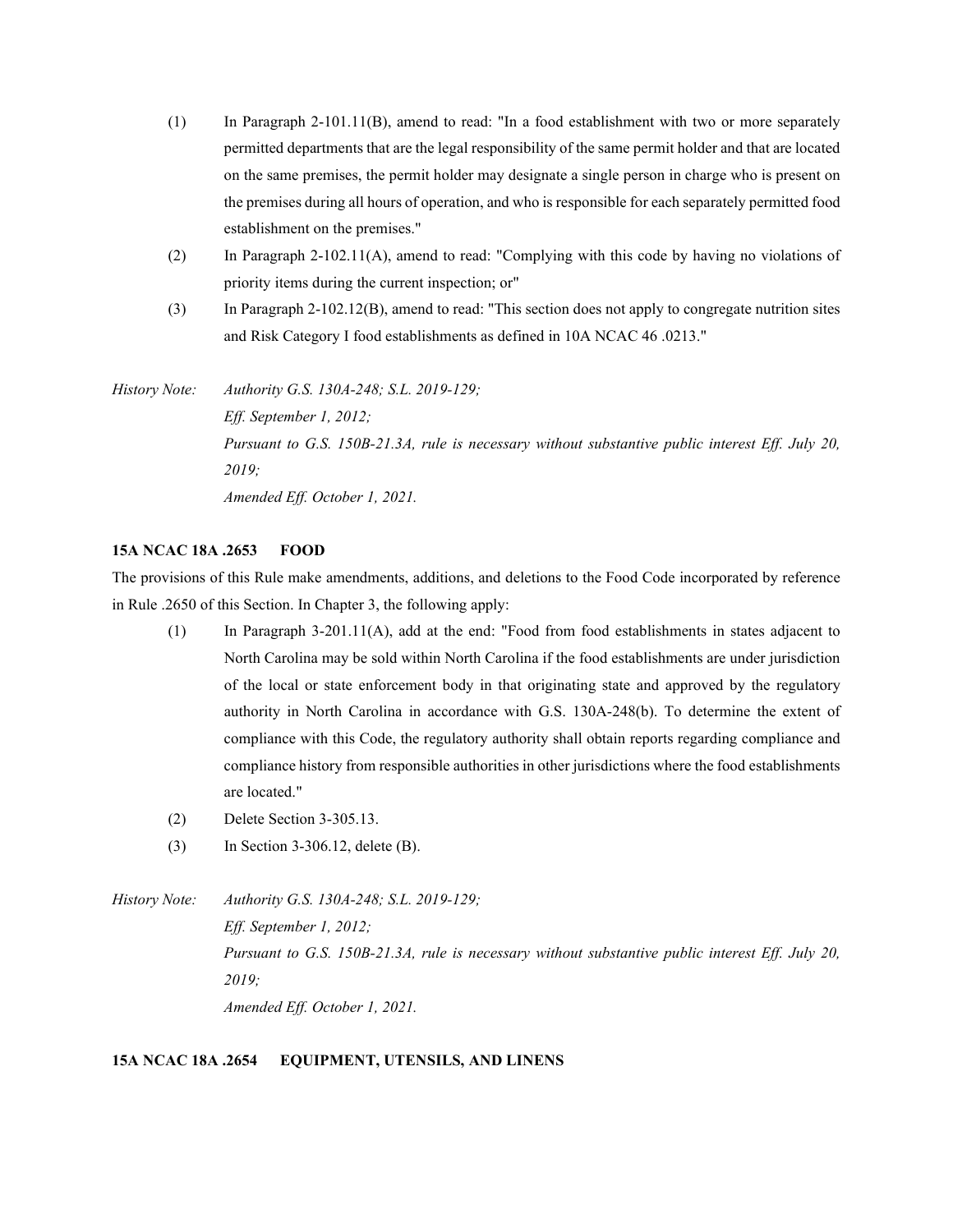(1) In Paragraph 2-101.11(B), amend to read: "In a food establishment with two or more separately permitted departments that are the legal responsibility of the same permit holder and that are located on the same premises, the permit holder may designate a single person in charge who is present on the premises during all hours of operation, and who is responsible for each separately permitted food establishment on the premises."

(2) In Paragraph 2-102.11(A), amend to read: "Complying with this code by having no violations of priority items during the current inspection; or"

(3) In Paragraph 2-102.12(B), amend to read: "This section does not apply to congregate nutrition sites and Risk Category I food establishments as defined in 10A NCAC 46 .0213."

*History Note: Authority G.S. 130A-248; S.L. 2019-129;*
*Eff. September 1, 2012;*
*Pursuant to G.S. 150B-21.3A, rule is necessary without substantive public interest Eff. July 20, 2019;*
*Amended Eff. October 1, 2021.*

**15A NCAC 18A .2653 FOOD**

The provisions of this Rule make amendments, additions, and deletions to the Food Code incorporated by reference in Rule .2650 of this Section. In Chapter 3, the following apply:

(1) In Paragraph 3-201.11(A), add at the end: "Food from food establishments in states adjacent to North Carolina may be sold within North Carolina if the food establishments are under jurisdiction of the local or state enforcement body in that originating state and approved by the regulatory authority in North Carolina in accordance with G.S. 130A-248(b). To determine the extent of compliance with this Code, the regulatory authority shall obtain reports regarding compliance and compliance history from responsible authorities in other jurisdictions where the food establishments are located."

(2) Delete Section 3-305.13.

(3) In Section 3-306.12, delete (B).

*History Note: Authority G.S. 130A-248; S.L. 2019-129;*
*Eff. September 1, 2012;*
*Pursuant to G.S. 150B-21.3A, rule is necessary without substantive public interest Eff. July 20, 2019;*
*Amended Eff. October 1, 2021.*

**15A NCAC 18A .2654 EQUIPMENT, UTENSILS, AND LINENS**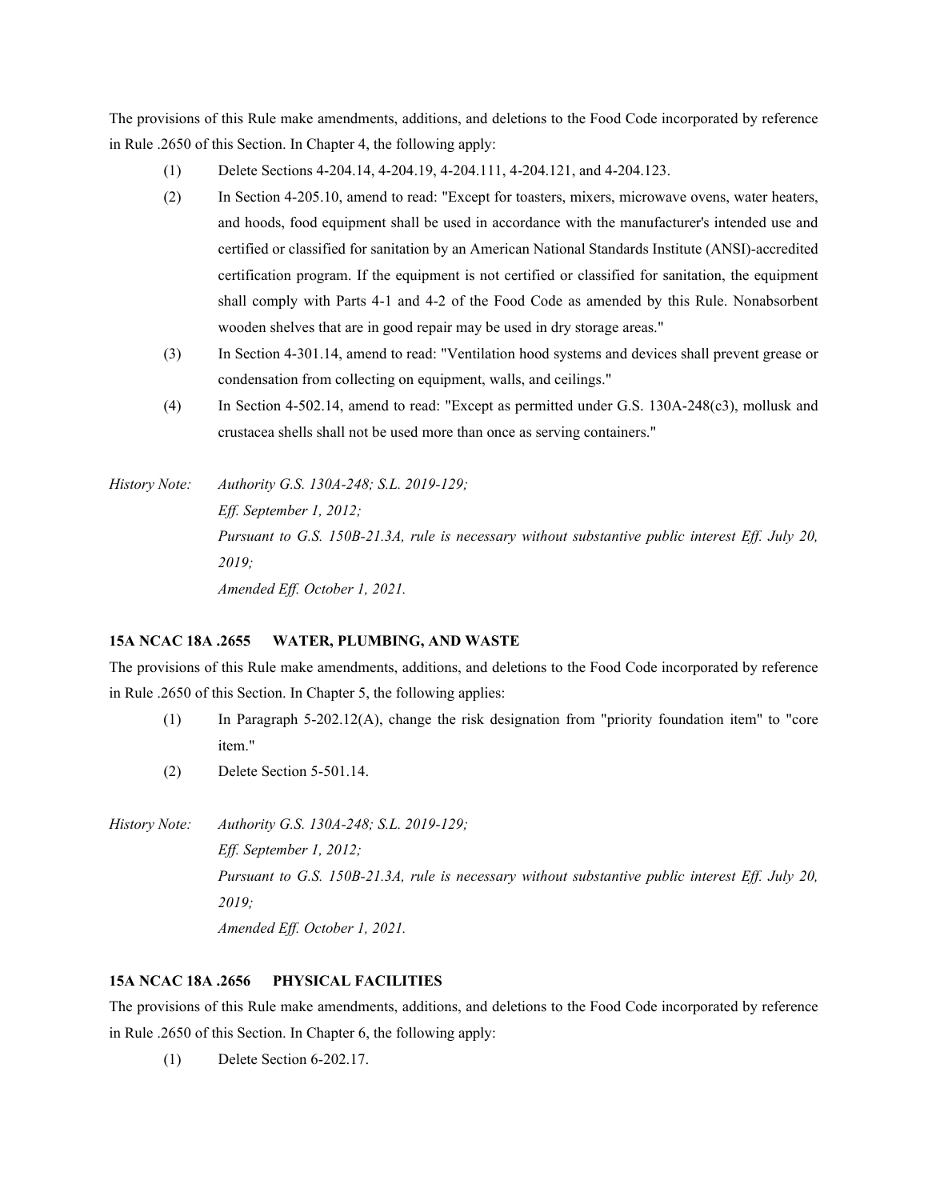The provisions of this Rule make amendments, additions, and deletions to the Food Code incorporated by reference in Rule .2650 of this Section. In Chapter 4, the following apply:

(1) Delete Sections 4-204.14, 4-204.19, 4-204.111, 4-204.121, and 4-204.123.

(2) In Section 4-205.10, amend to read: "Except for toasters, mixers, microwave ovens, water heaters, and hoods, food equipment shall be used in accordance with the manufacturer's intended use and certified or classified for sanitation by an American National Standards Institute (ANSI)-accredited certification program. If the equipment is not certified or classified for sanitation, the equipment shall comply with Parts 4-1 and 4-2 of the Food Code as amended by this Rule. Nonabsorbent wooden shelves that are in good repair may be used in dry storage areas."

(3) In Section 4-301.14, amend to read: "Ventilation hood systems and devices shall prevent grease or condensation from collecting on equipment, walls, and ceilings."

(4) In Section 4-502.14, amend to read: "Except as permitted under G.S. 130A-248(c3), mollusk and crustacea shells shall not be used more than once as serving containers."

*History Note: Authority G.S. 130A-248; S.L. 2019-129;*
*Eff. September 1, 2012;*
*Pursuant to G.S. 150B-21.3A, rule is necessary without substantive public interest Eff. July 20, 2019;*
*Amended Eff. October 1, 2021.*

### 15A NCAC 18A .2655 WATER, PLUMBING, AND WASTE

The provisions of this Rule make amendments, additions, and deletions to the Food Code incorporated by reference in Rule .2650 of this Section. In Chapter 5, the following applies:

(1) In Paragraph 5-202.12(A), change the risk designation from "priority foundation item" to "core item."

(2) Delete Section 5-501.14.

*History Note: Authority G.S. 130A-248; S.L. 2019-129;*
*Eff. September 1, 2012;*
*Pursuant to G.S. 150B-21.3A, rule is necessary without substantive public interest Eff. July 20, 2019;*
*Amended Eff. October 1, 2021.*

### 15A NCAC 18A .2656 PHYSICAL FACILITIES

The provisions of this Rule make amendments, additions, and deletions to the Food Code incorporated by reference in Rule .2650 of this Section. In Chapter 6, the following apply:

(1) Delete Section 6-202.17.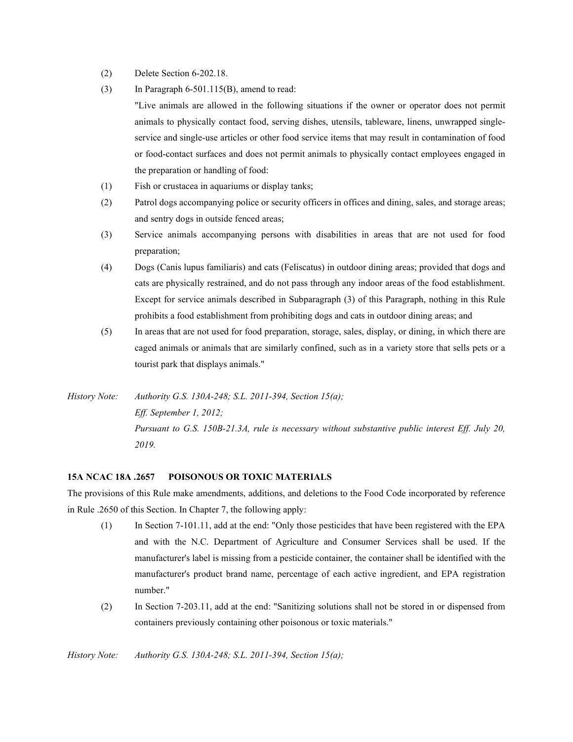(2) Delete Section 6-202.18.

(3) In Paragraph 6-501.115(B), amend to read:

"Live animals are allowed in the following situations if the owner or operator does not permit animals to physically contact food, serving dishes, utensils, tableware, linens, unwrapped single-service and single-use articles or other food service items that may result in contamination of food or food-contact surfaces and does not permit animals to physically contact employees engaged in the preparation or handling of food:

(1) Fish or crustacea in aquariums or display tanks;

(2) Patrol dogs accompanying police or security officers in offices and dining, sales, and storage areas; and sentry dogs in outside fenced areas;

(3) Service animals accompanying persons with disabilities in areas that are not used for food preparation;

(4) Dogs (Canis lupus familiaris) and cats (Feliscatus) in outdoor dining areas; provided that dogs and cats are physically restrained, and do not pass through any indoor areas of the food establishment. Except for service animals described in Subparagraph (3) of this Paragraph, nothing in this Rule prohibits a food establishment from prohibiting dogs and cats in outdoor dining areas; and

(5) In areas that are not used for food preparation, storage, sales, display, or dining, in which there are caged animals or animals that are similarly confined, such as in a variety store that sells pets or a tourist park that displays animals."

*History Note: Authority G.S. 130A-248; S.L. 2011-394, Section 15(a);*
*Eff. September 1, 2012;*
*Pursuant to G.S. 150B-21.3A, rule is necessary without substantive public interest Eff. July 20, 2019.*

**15A NCAC 18A .2657 POISONOUS OR TOXIC MATERIALS**

The provisions of this Rule make amendments, additions, and deletions to the Food Code incorporated by reference in Rule .2650 of this Section. In Chapter 7, the following apply:

(1) In Section 7-101.11, add at the end: "Only those pesticides that have been registered with the EPA and with the N.C. Department of Agriculture and Consumer Services shall be used. If the manufacturer's label is missing from a pesticide container, the container shall be identified with the manufacturer's product brand name, percentage of each active ingredient, and EPA registration number."

(2) In Section 7-203.11, add at the end: "Sanitizing solutions shall not be stored in or dispensed from containers previously containing other poisonous or toxic materials."

*History Note: Authority G.S. 130A-248; S.L. 2011-394, Section 15(a);*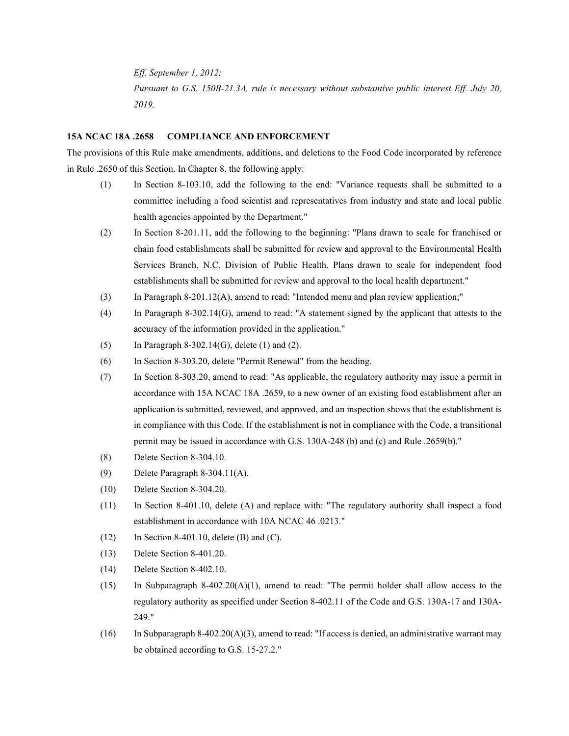*Eff. September 1, 2012;*

*Pursuant to G.S. 150B-21.3A, rule is necessary without substantive public interest Eff. July 20, 2019.*

**15A NCAC 18A .2658 COMPLIANCE AND ENFORCEMENT**

The provisions of this Rule make amendments, additions, and deletions to the Food Code incorporated by reference in Rule .2650 of this Section. In Chapter 8, the following apply:

(1) In Section 8-103.10, add the following to the end: "Variance requests shall be submitted to a committee including a food scientist and representatives from industry and state and local public health agencies appointed by the Department."

(2) In Section 8-201.11, add the following to the beginning: "Plans drawn to scale for franchised or chain food establishments shall be submitted for review and approval to the Environmental Health Services Branch, N.C. Division of Public Health. Plans drawn to scale for independent food establishments shall be submitted for review and approval to the local health department."

(3) In Paragraph 8-201.12(A), amend to read: "Intended menu and plan review application;"

(4) In Paragraph 8-302.14(G), amend to read: "A statement signed by the applicant that attests to the accuracy of the information provided in the application."

(5) In Paragraph 8-302.14(G), delete (1) and (2).

(6) In Section 8-303.20, delete "Permit Renewal" from the heading.

(7) In Section 8-303.20, amend to read: "As applicable, the regulatory authority may issue a permit in accordance with 15A NCAC 18A .2659, to a new owner of an existing food establishment after an application is submitted, reviewed, and approved, and an inspection shows that the establishment is in compliance with this Code. If the establishment is not in compliance with the Code, a transitional permit may be issued in accordance with G.S. 130A-248 (b) and (c) and Rule .2659(b)."

(8) Delete Section 8-304.10.

(9) Delete Paragraph 8-304.11(A).

(10) Delete Section 8-304.20.

(11) In Section 8-401.10, delete (A) and replace with: "The regulatory authority shall inspect a food establishment in accordance with 10A NCAC 46 .0213."

(12) In Section 8-401.10, delete (B) and (C).

(13) Delete Section 8-401.20.

(14) Delete Section 8-402.10.

(15) In Subparagraph 8-402.20(A)(1), amend to read: "The permit holder shall allow access to the regulatory authority as specified under Section 8-402.11 of the Code and G.S. 130A-17 and 130A-249."

(16) In Subparagraph 8-402.20(A)(3), amend to read: "If access is denied, an administrative warrant may be obtained according to G.S. 15-27.2."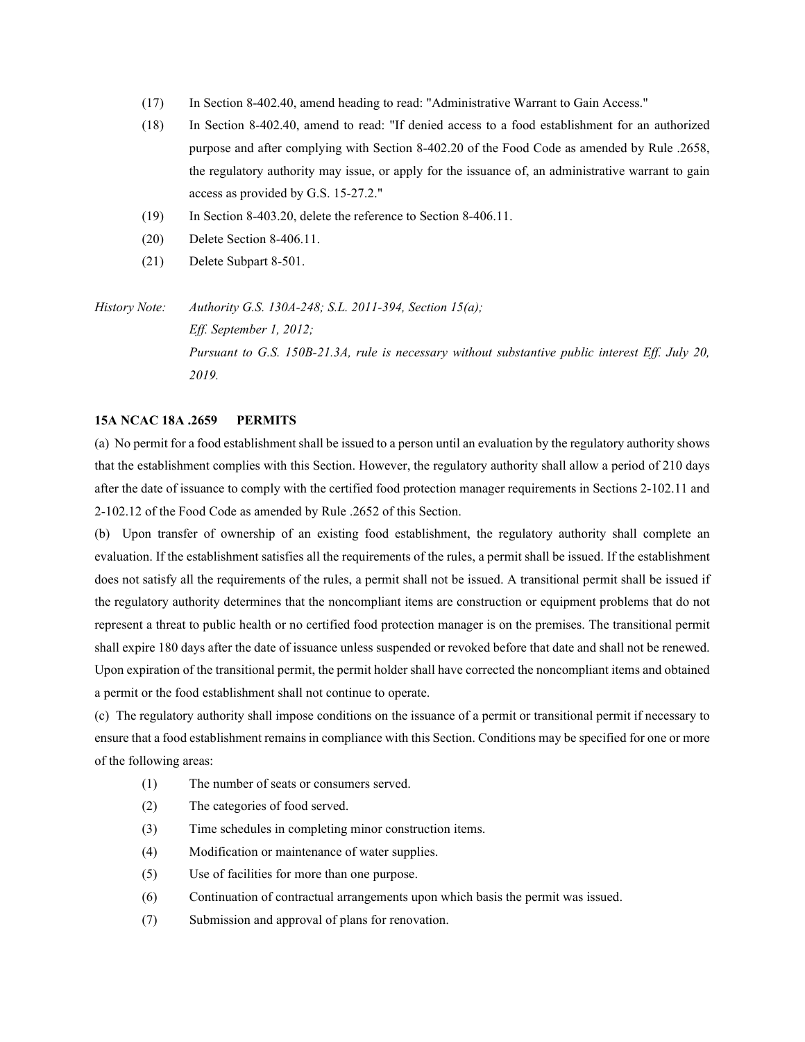(17) In Section 8-402.40, amend heading to read: "Administrative Warrant to Gain Access."

(18) In Section 8-402.40, amend to read: "If denied access to a food establishment for an authorized purpose and after complying with Section 8-402.20 of the Food Code as amended by Rule .2658, the regulatory authority may issue, or apply for the issuance of, an administrative warrant to gain access as provided by G.S. 15-27.2."

(19) In Section 8-403.20, delete the reference to Section 8-406.11.

(20) Delete Section 8-406.11.

(21) Delete Subpart 8-501.

*History Note: Authority G.S. 130A-248; S.L. 2011-394, Section 15(a);*
*Eff. September 1, 2012;*
*Pursuant to G.S. 150B-21.3A, rule is necessary without substantive public interest Eff. July 20, 2019.*

**15A NCAC 18A .2659 PERMITS**

(a) No permit for a food establishment shall be issued to a person until an evaluation by the regulatory authority shows that the establishment complies with this Section. However, the regulatory authority shall allow a period of 210 days after the date of issuance to comply with the certified food protection manager requirements in Sections 2-102.11 and 2-102.12 of the Food Code as amended by Rule .2652 of this Section.

(b) Upon transfer of ownership of an existing food establishment, the regulatory authority shall complete an evaluation. If the establishment satisfies all the requirements of the rules, a permit shall be issued. If the establishment does not satisfy all the requirements of the rules, a permit shall not be issued. A transitional permit shall be issued if the regulatory authority determines that the noncompliant items are construction or equipment problems that do not represent a threat to public health or no certified food protection manager is on the premises. The transitional permit shall expire 180 days after the date of issuance unless suspended or revoked before that date and shall not be renewed. Upon expiration of the transitional permit, the permit holder shall have corrected the noncompliant items and obtained a permit or the food establishment shall not continue to operate.

(c) The regulatory authority shall impose conditions on the issuance of a permit or transitional permit if necessary to ensure that a food establishment remains in compliance with this Section. Conditions may be specified for one or more of the following areas:

(1) The number of seats or consumers served.

(2) The categories of food served.

(3) Time schedules in completing minor construction items.

(4) Modification or maintenance of water supplies.

(5) Use of facilities for more than one purpose.

(6) Continuation of contractual arrangements upon which basis the permit was issued.

(7) Submission and approval of plans for renovation.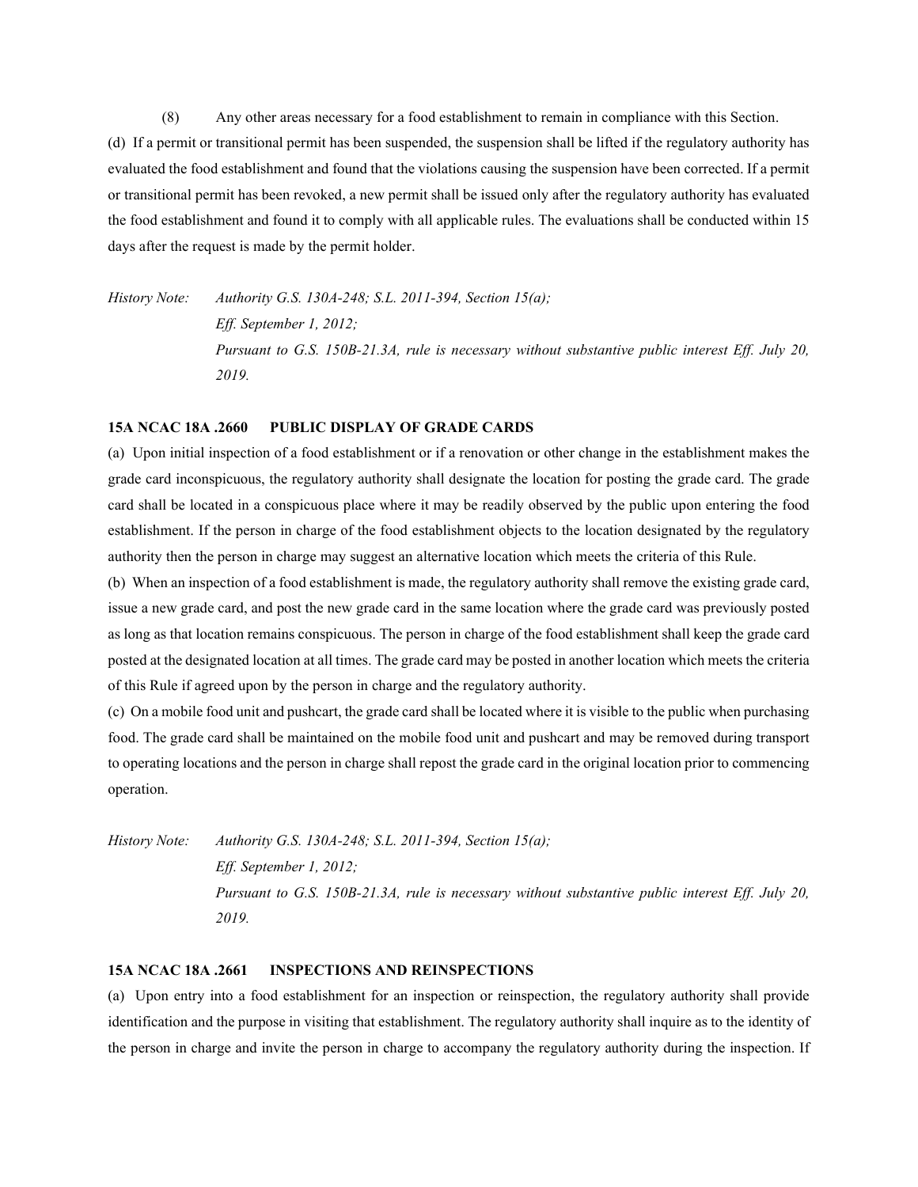(8) Any other areas necessary for a food establishment to remain in compliance with this Section.

(d) If a permit or transitional permit has been suspended, the suspension shall be lifted if the regulatory authority has evaluated the food establishment and found that the violations causing the suspension have been corrected. If a permit or transitional permit has been revoked, a new permit shall be issued only after the regulatory authority has evaluated the food establishment and found it to comply with all applicable rules. The evaluations shall be conducted within 15 days after the request is made by the permit holder.

*History Note: Authority G.S. 130A-248; S.L. 2011-394, Section 15(a);*
*Eff. September 1, 2012;*
*Pursuant to G.S. 150B-21.3A, rule is necessary without substantive public interest Eff. July 20, 2019.*

**15A NCAC 18A .2660 PUBLIC DISPLAY OF GRADE CARDS**

(a) Upon initial inspection of a food establishment or if a renovation or other change in the establishment makes the grade card inconspicuous, the regulatory authority shall designate the location for posting the grade card. The grade card shall be located in a conspicuous place where it may be readily observed by the public upon entering the food establishment. If the person in charge of the food establishment objects to the location designated by the regulatory authority then the person in charge may suggest an alternative location which meets the criteria of this Rule.

(b) When an inspection of a food establishment is made, the regulatory authority shall remove the existing grade card, issue a new grade card, and post the new grade card in the same location where the grade card was previously posted as long as that location remains conspicuous. The person in charge of the food establishment shall keep the grade card posted at the designated location at all times. The grade card may be posted in another location which meets the criteria of this Rule if agreed upon by the person in charge and the regulatory authority.

(c) On a mobile food unit and pushcart, the grade card shall be located where it is visible to the public when purchasing food. The grade card shall be maintained on the mobile food unit and pushcart and may be removed during transport to operating locations and the person in charge shall repost the grade card in the original location prior to commencing operation.

*History Note: Authority G.S. 130A-248; S.L. 2011-394, Section 15(a);*
*Eff. September 1, 2012;*
*Pursuant to G.S. 150B-21.3A, rule is necessary without substantive public interest Eff. July 20, 2019.*

**15A NCAC 18A .2661 INSPECTIONS AND REINSPECTIONS**

(a) Upon entry into a food establishment for an inspection or reinspection, the regulatory authority shall provide identification and the purpose in visiting that establishment. The regulatory authority shall inquire as to the identity of the person in charge and invite the person in charge to accompany the regulatory authority during the inspection. If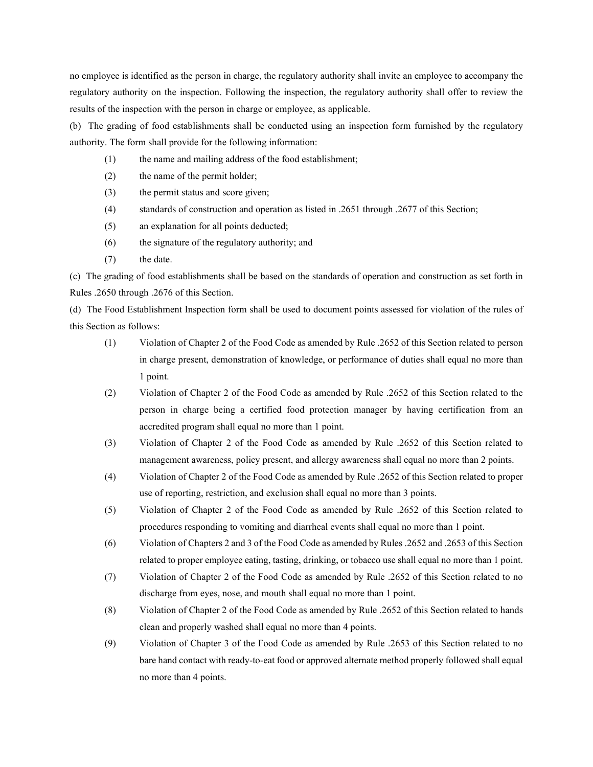no employee is identified as the person in charge, the regulatory authority shall invite an employee to accompany the regulatory authority on the inspection. Following the inspection, the regulatory authority shall offer to review the results of the inspection with the person in charge or employee, as applicable.

(b) The grading of food establishments shall be conducted using an inspection form furnished by the regulatory authority. The form shall provide for the following information:

(1) the name and mailing address of the food establishment;

(2) the name of the permit holder;

(3) the permit status and score given;

(4) standards of construction and operation as listed in .2651 through .2677 of this Section;

(5) an explanation for all points deducted;

(6) the signature of the regulatory authority; and

(7) the date.

(c) The grading of food establishments shall be based on the standards of operation and construction as set forth in Rules .2650 through .2676 of this Section.

(d) The Food Establishment Inspection form shall be used to document points assessed for violation of the rules of this Section as follows:

(1) Violation of Chapter 2 of the Food Code as amended by Rule .2652 of this Section related to person in charge present, demonstration of knowledge, or performance of duties shall equal no more than 1 point.

(2) Violation of Chapter 2 of the Food Code as amended by Rule .2652 of this Section related to the person in charge being a certified food protection manager by having certification from an accredited program shall equal no more than 1 point.

(3) Violation of Chapter 2 of the Food Code as amended by Rule .2652 of this Section related to management awareness, policy present, and allergy awareness shall equal no more than 2 points.

(4) Violation of Chapter 2 of the Food Code as amended by Rule .2652 of this Section related to proper use of reporting, restriction, and exclusion shall equal no more than 3 points.

(5) Violation of Chapter 2 of the Food Code as amended by Rule .2652 of this Section related to procedures responding to vomiting and diarrheal events shall equal no more than 1 point.

(6) Violation of Chapters 2 and 3 of the Food Code as amended by Rules .2652 and .2653 of this Section related to proper employee eating, tasting, drinking, or tobacco use shall equal no more than 1 point.

(7) Violation of Chapter 2 of the Food Code as amended by Rule .2652 of this Section related to no discharge from eyes, nose, and mouth shall equal no more than 1 point.

(8) Violation of Chapter 2 of the Food Code as amended by Rule .2652 of this Section related to hands clean and properly washed shall equal no more than 4 points.

(9) Violation of Chapter 3 of the Food Code as amended by Rule .2653 of this Section related to no bare hand contact with ready-to-eat food or approved alternate method properly followed shall equal no more than 4 points.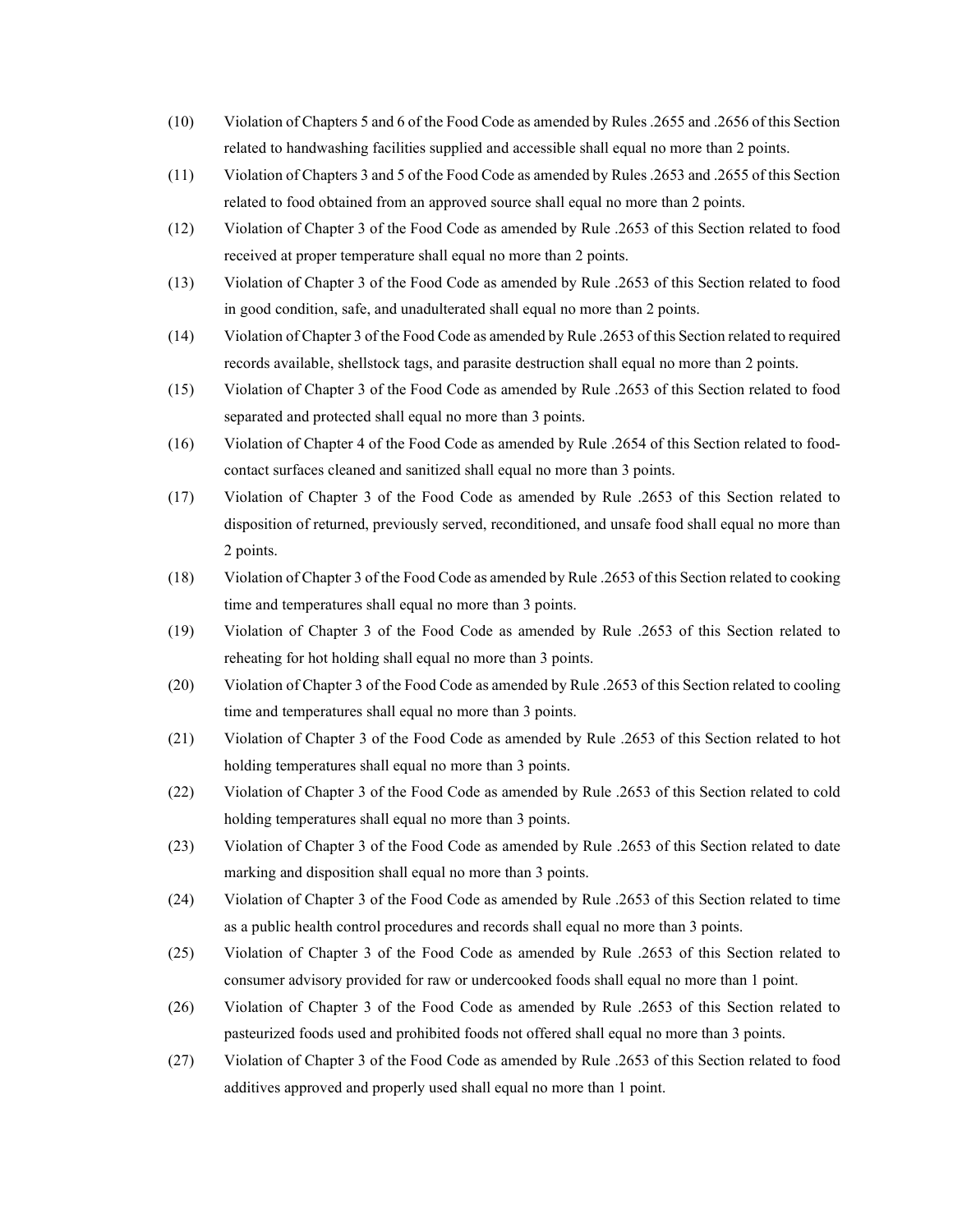(10) Violation of Chapters 5 and 6 of the Food Code as amended by Rules .2655 and .2656 of this Section related to handwashing facilities supplied and accessible shall equal no more than 2 points.

(11) Violation of Chapters 3 and 5 of the Food Code as amended by Rules .2653 and .2655 of this Section related to food obtained from an approved source shall equal no more than 2 points.

(12) Violation of Chapter 3 of the Food Code as amended by Rule .2653 of this Section related to food received at proper temperature shall equal no more than 2 points.

(13) Violation of Chapter 3 of the Food Code as amended by Rule .2653 of this Section related to food in good condition, safe, and unadulterated shall equal no more than 2 points.

(14) Violation of Chapter 3 of the Food Code as amended by Rule .2653 of this Section related to required records available, shellstock tags, and parasite destruction shall equal no more than 2 points.

(15) Violation of Chapter 3 of the Food Code as amended by Rule .2653 of this Section related to food separated and protected shall equal no more than 3 points.

(16) Violation of Chapter 4 of the Food Code as amended by Rule .2654 of this Section related to food-contact surfaces cleaned and sanitized shall equal no more than 3 points.

(17) Violation of Chapter 3 of the Food Code as amended by Rule .2653 of this Section related to disposition of returned, previously served, reconditioned, and unsafe food shall equal no more than 2 points.

(18) Violation of Chapter 3 of the Food Code as amended by Rule .2653 of this Section related to cooking time and temperatures shall equal no more than 3 points.

(19) Violation of Chapter 3 of the Food Code as amended by Rule .2653 of this Section related to reheating for hot holding shall equal no more than 3 points.

(20) Violation of Chapter 3 of the Food Code as amended by Rule .2653 of this Section related to cooling time and temperatures shall equal no more than 3 points.

(21) Violation of Chapter 3 of the Food Code as amended by Rule .2653 of this Section related to hot holding temperatures shall equal no more than 3 points.

(22) Violation of Chapter 3 of the Food Code as amended by Rule .2653 of this Section related to cold holding temperatures shall equal no more than 3 points.

(23) Violation of Chapter 3 of the Food Code as amended by Rule .2653 of this Section related to date marking and disposition shall equal no more than 3 points.

(24) Violation of Chapter 3 of the Food Code as amended by Rule .2653 of this Section related to time as a public health control procedures and records shall equal no more than 3 points.

(25) Violation of Chapter 3 of the Food Code as amended by Rule .2653 of this Section related to consumer advisory provided for raw or undercooked foods shall equal no more than 1 point.

(26) Violation of Chapter 3 of the Food Code as amended by Rule .2653 of this Section related to pasteurized foods used and prohibited foods not offered shall equal no more than 3 points.

(27) Violation of Chapter 3 of the Food Code as amended by Rule .2653 of this Section related to food additives approved and properly used shall equal no more than 1 point.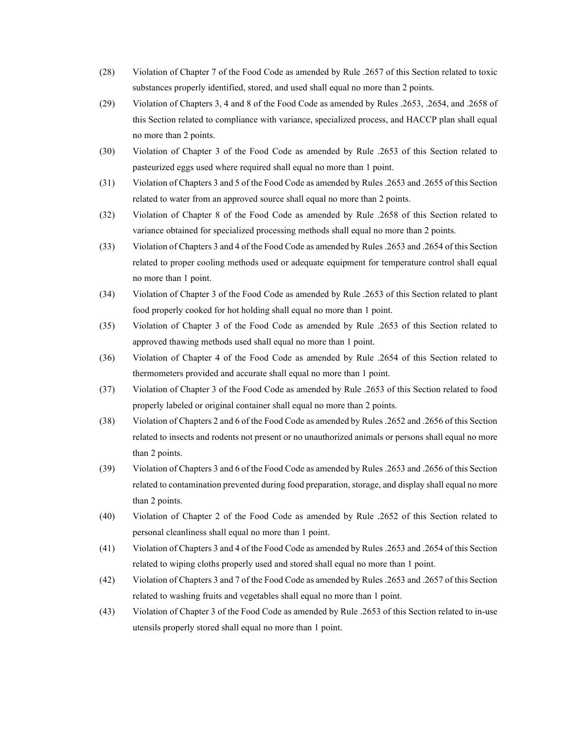(28) Violation of Chapter 7 of the Food Code as amended by Rule .2657 of this Section related to toxic substances properly identified, stored, and used shall equal no more than 2 points.

(29) Violation of Chapters 3, 4 and 8 of the Food Code as amended by Rules .2653, .2654, and .2658 of this Section related to compliance with variance, specialized process, and HACCP plan shall equal no more than 2 points.

(30) Violation of Chapter 3 of the Food Code as amended by Rule .2653 of this Section related to pasteurized eggs used where required shall equal no more than 1 point.

(31) Violation of Chapters 3 and 5 of the Food Code as amended by Rules .2653 and .2655 of this Section related to water from an approved source shall equal no more than 2 points.

(32) Violation of Chapter 8 of the Food Code as amended by Rule .2658 of this Section related to variance obtained for specialized processing methods shall equal no more than 2 points.

(33) Violation of Chapters 3 and 4 of the Food Code as amended by Rules .2653 and .2654 of this Section related to proper cooling methods used or adequate equipment for temperature control shall equal no more than 1 point.

(34) Violation of Chapter 3 of the Food Code as amended by Rule .2653 of this Section related to plant food properly cooked for hot holding shall equal no more than 1 point.

(35) Violation of Chapter 3 of the Food Code as amended by Rule .2653 of this Section related to approved thawing methods used shall equal no more than 1 point.

(36) Violation of Chapter 4 of the Food Code as amended by Rule .2654 of this Section related to thermometers provided and accurate shall equal no more than 1 point.

(37) Violation of Chapter 3 of the Food Code as amended by Rule .2653 of this Section related to food properly labeled or original container shall equal no more than 2 points.

(38) Violation of Chapters 2 and 6 of the Food Code as amended by Rules .2652 and .2656 of this Section related to insects and rodents not present or no unauthorized animals or persons shall equal no more than 2 points.

(39) Violation of Chapters 3 and 6 of the Food Code as amended by Rules .2653 and .2656 of this Section related to contamination prevented during food preparation, storage, and display shall equal no more than 2 points.

(40) Violation of Chapter 2 of the Food Code as amended by Rule .2652 of this Section related to personal cleanliness shall equal no more than 1 point.

(41) Violation of Chapters 3 and 4 of the Food Code as amended by Rules .2653 and .2654 of this Section related to wiping cloths properly used and stored shall equal no more than 1 point.

(42) Violation of Chapters 3 and 7 of the Food Code as amended by Rules .2653 and .2657 of this Section related to washing fruits and vegetables shall equal no more than 1 point.

(43) Violation of Chapter 3 of the Food Code as amended by Rule .2653 of this Section related to in-use utensils properly stored shall equal no more than 1 point.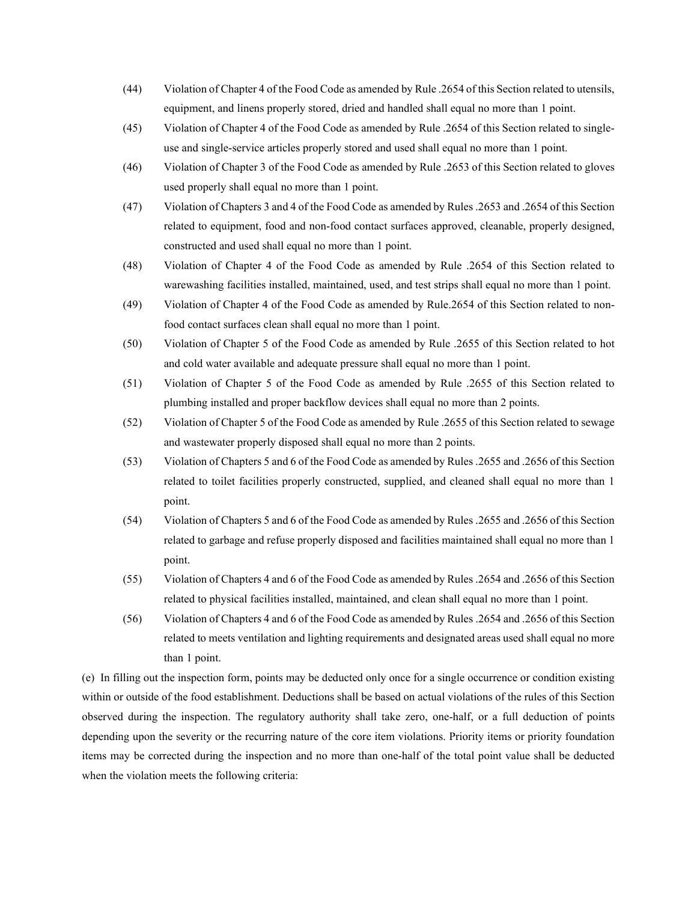(44) Violation of Chapter 4 of the Food Code as amended by Rule .2654 of this Section related to utensils, equipment, and linens properly stored, dried and handled shall equal no more than 1 point.

(45) Violation of Chapter 4 of the Food Code as amended by Rule .2654 of this Section related to single-use and single-service articles properly stored and used shall equal no more than 1 point.

(46) Violation of Chapter 3 of the Food Code as amended by Rule .2653 of this Section related to gloves used properly shall equal no more than 1 point.

(47) Violation of Chapters 3 and 4 of the Food Code as amended by Rules .2653 and .2654 of this Section related to equipment, food and non-food contact surfaces approved, cleanable, properly designed, constructed and used shall equal no more than 1 point.

(48) Violation of Chapter 4 of the Food Code as amended by Rule .2654 of this Section related to warewashing facilities installed, maintained, used, and test strips shall equal no more than 1 point.

(49) Violation of Chapter 4 of the Food Code as amended by Rule.2654 of this Section related to non-food contact surfaces clean shall equal no more than 1 point.

(50) Violation of Chapter 5 of the Food Code as amended by Rule .2655 of this Section related to hot and cold water available and adequate pressure shall equal no more than 1 point.

(51) Violation of Chapter 5 of the Food Code as amended by Rule .2655 of this Section related to plumbing installed and proper backflow devices shall equal no more than 2 points.

(52) Violation of Chapter 5 of the Food Code as amended by Rule .2655 of this Section related to sewage and wastewater properly disposed shall equal no more than 2 points.

(53) Violation of Chapters 5 and 6 of the Food Code as amended by Rules .2655 and .2656 of this Section related to toilet facilities properly constructed, supplied, and cleaned shall equal no more than 1 point.

(54) Violation of Chapters 5 and 6 of the Food Code as amended by Rules .2655 and .2656 of this Section related to garbage and refuse properly disposed and facilities maintained shall equal no more than 1 point.

(55) Violation of Chapters 4 and 6 of the Food Code as amended by Rules .2654 and .2656 of this Section related to physical facilities installed, maintained, and clean shall equal no more than 1 point.

(56) Violation of Chapters 4 and 6 of the Food Code as amended by Rules .2654 and .2656 of this Section related to meets ventilation and lighting requirements and designated areas used shall equal no more than 1 point.

(e) In filling out the inspection form, points may be deducted only once for a single occurrence or condition existing within or outside of the food establishment. Deductions shall be based on actual violations of the rules of this Section observed during the inspection. The regulatory authority shall take zero, one-half, or a full deduction of points depending upon the severity or the recurring nature of the core item violations. Priority items or priority foundation items may be corrected during the inspection and no more than one-half of the total point value shall be deducted when the violation meets the following criteria: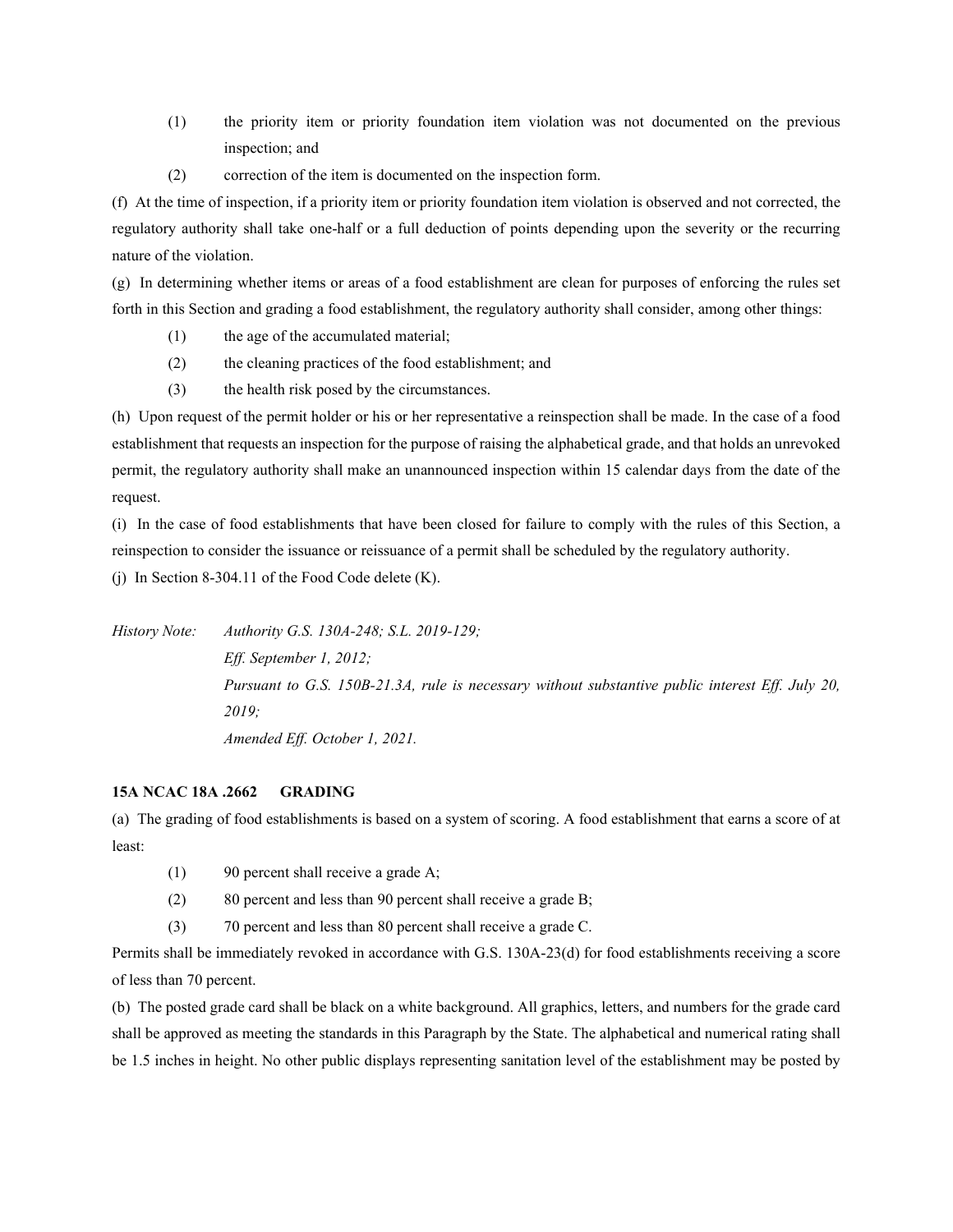(1) the priority item or priority foundation item violation was not documented on the previous inspection; and

(2) correction of the item is documented on the inspection form.

(f) At the time of inspection, if a priority item or priority foundation item violation is observed and not corrected, the regulatory authority shall take one-half or a full deduction of points depending upon the severity or the recurring nature of the violation.

(g) In determining whether items or areas of a food establishment are clean for purposes of enforcing the rules set forth in this Section and grading a food establishment, the regulatory authority shall consider, among other things:

(1) the age of the accumulated material;

(2) the cleaning practices of the food establishment; and

(3) the health risk posed by the circumstances.

(h) Upon request of the permit holder or his or her representative a reinspection shall be made. In the case of a food establishment that requests an inspection for the purpose of raising the alphabetical grade, and that holds an unrevoked permit, the regulatory authority shall make an unannounced inspection within 15 calendar days from the date of the request.

(i) In the case of food establishments that have been closed for failure to comply with the rules of this Section, a reinspection to consider the issuance or reissuance of a permit shall be scheduled by the regulatory authority.

(j) In Section 8-304.11 of the Food Code delete (K).

*History Note: Authority G.S. 130A-248; S.L. 2019-129;*
*Eff. September 1, 2012;*
*Pursuant to G.S. 150B-21.3A, rule is necessary without substantive public interest Eff. July 20, 2019;*
*Amended Eff. October 1, 2021.*

**15A NCAC 18A .2662 GRADING**

(a) The grading of food establishments is based on a system of scoring. A food establishment that earns a score of at least:

(1) 90 percent shall receive a grade A;

(2) 80 percent and less than 90 percent shall receive a grade B;

(3) 70 percent and less than 80 percent shall receive a grade C.

Permits shall be immediately revoked in accordance with G.S. 130A-23(d) for food establishments receiving a score of less than 70 percent.

(b) The posted grade card shall be black on a white background. All graphics, letters, and numbers for the grade card shall be approved as meeting the standards in this Paragraph by the State. The alphabetical and numerical rating shall be 1.5 inches in height. No other public displays representing sanitation level of the establishment may be posted by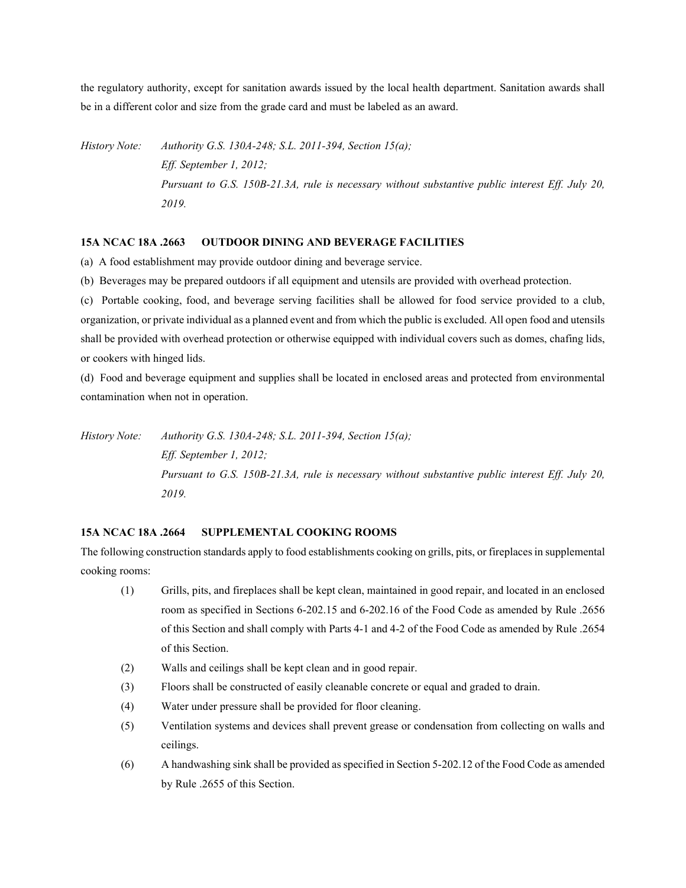the regulatory authority, except for sanitation awards issued by the local health department. Sanitation awards shall be in a different color and size from the grade card and must be labeled as an award.

*History Note: Authority G.S. 130A-248; S.L. 2011-394, Section 15(a);*
*Eff. September 1, 2012;*
*Pursuant to G.S. 150B-21.3A, rule is necessary without substantive public interest Eff. July 20, 2019.*

**15A NCAC 18A .2663 OUTDOOR DINING AND BEVERAGE FACILITIES**

(a) A food establishment may provide outdoor dining and beverage service.

(b) Beverages may be prepared outdoors if all equipment and utensils are provided with overhead protection.

(c) Portable cooking, food, and beverage serving facilities shall be allowed for food service provided to a club, organization, or private individual as a planned event and from which the public is excluded. All open food and utensils shall be provided with overhead protection or otherwise equipped with individual covers such as domes, chafing lids, or cookers with hinged lids.

(d) Food and beverage equipment and supplies shall be located in enclosed areas and protected from environmental contamination when not in operation.

*History Note: Authority G.S. 130A-248; S.L. 2011-394, Section 15(a);*
*Eff. September 1, 2012;*
*Pursuant to G.S. 150B-21.3A, rule is necessary without substantive public interest Eff. July 20, 2019.*

**15A NCAC 18A .2664 SUPPLEMENTAL COOKING ROOMS**

The following construction standards apply to food establishments cooking on grills, pits, or fireplaces in supplemental cooking rooms:

(1) Grills, pits, and fireplaces shall be kept clean, maintained in good repair, and located in an enclosed room as specified in Sections 6-202.15 and 6-202.16 of the Food Code as amended by Rule .2656 of this Section and shall comply with Parts 4-1 and 4-2 of the Food Code as amended by Rule .2654 of this Section.

(2) Walls and ceilings shall be kept clean and in good repair.

(3) Floors shall be constructed of easily cleanable concrete or equal and graded to drain.

(4) Water under pressure shall be provided for floor cleaning.

(5) Ventilation systems and devices shall prevent grease or condensation from collecting on walls and ceilings.

(6) A handwashing sink shall be provided as specified in Section 5-202.12 of the Food Code as amended by Rule .2655 of this Section.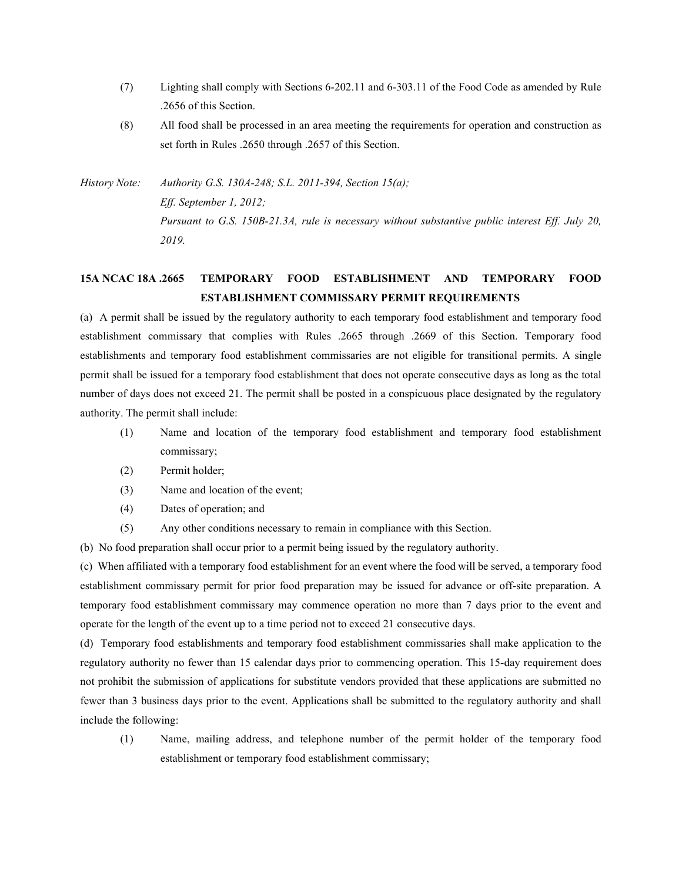(7) Lighting shall comply with Sections 6-202.11 and 6-303.11 of the Food Code as amended by Rule .2656 of this Section.

(8) All food shall be processed in an area meeting the requirements for operation and construction as set forth in Rules .2650 through .2657 of this Section.

*History Note: Authority G.S. 130A-248; S.L. 2011-394, Section 15(a);*
*Eff. September 1, 2012;*
*Pursuant to G.S. 150B-21.3A, rule is necessary without substantive public interest Eff. July 20, 2019.*

**15A NCAC 18A .2665 TEMPORARY FOOD ESTABLISHMENT AND TEMPORARY FOOD ESTABLISHMENT COMMISSARY PERMIT REQUIREMENTS**

(a) A permit shall be issued by the regulatory authority to each temporary food establishment and temporary food establishment commissary that complies with Rules .2665 through .2669 of this Section. Temporary food establishments and temporary food establishment commissaries are not eligible for transitional permits. A single permit shall be issued for a temporary food establishment that does not operate consecutive days as long as the total number of days does not exceed 21. The permit shall be posted in a conspicuous place designated by the regulatory authority. The permit shall include:

(1) Name and location of the temporary food establishment and temporary food establishment commissary;

(2) Permit holder;

(3) Name and location of the event;

(4) Dates of operation; and

(5) Any other conditions necessary to remain in compliance with this Section.

(b) No food preparation shall occur prior to a permit being issued by the regulatory authority.

(c) When affiliated with a temporary food establishment for an event where the food will be served, a temporary food establishment commissary permit for prior food preparation may be issued for advance or off-site preparation. A temporary food establishment commissary may commence operation no more than 7 days prior to the event and operate for the length of the event up to a time period not to exceed 21 consecutive days.

(d) Temporary food establishments and temporary food establishment commissaries shall make application to the regulatory authority no fewer than 15 calendar days prior to commencing operation. This 15-day requirement does not prohibit the submission of applications for substitute vendors provided that these applications are submitted no fewer than 3 business days prior to the event. Applications shall be submitted to the regulatory authority and shall include the following:

(1) Name, mailing address, and telephone number of the permit holder of the temporary food establishment or temporary food establishment commissary;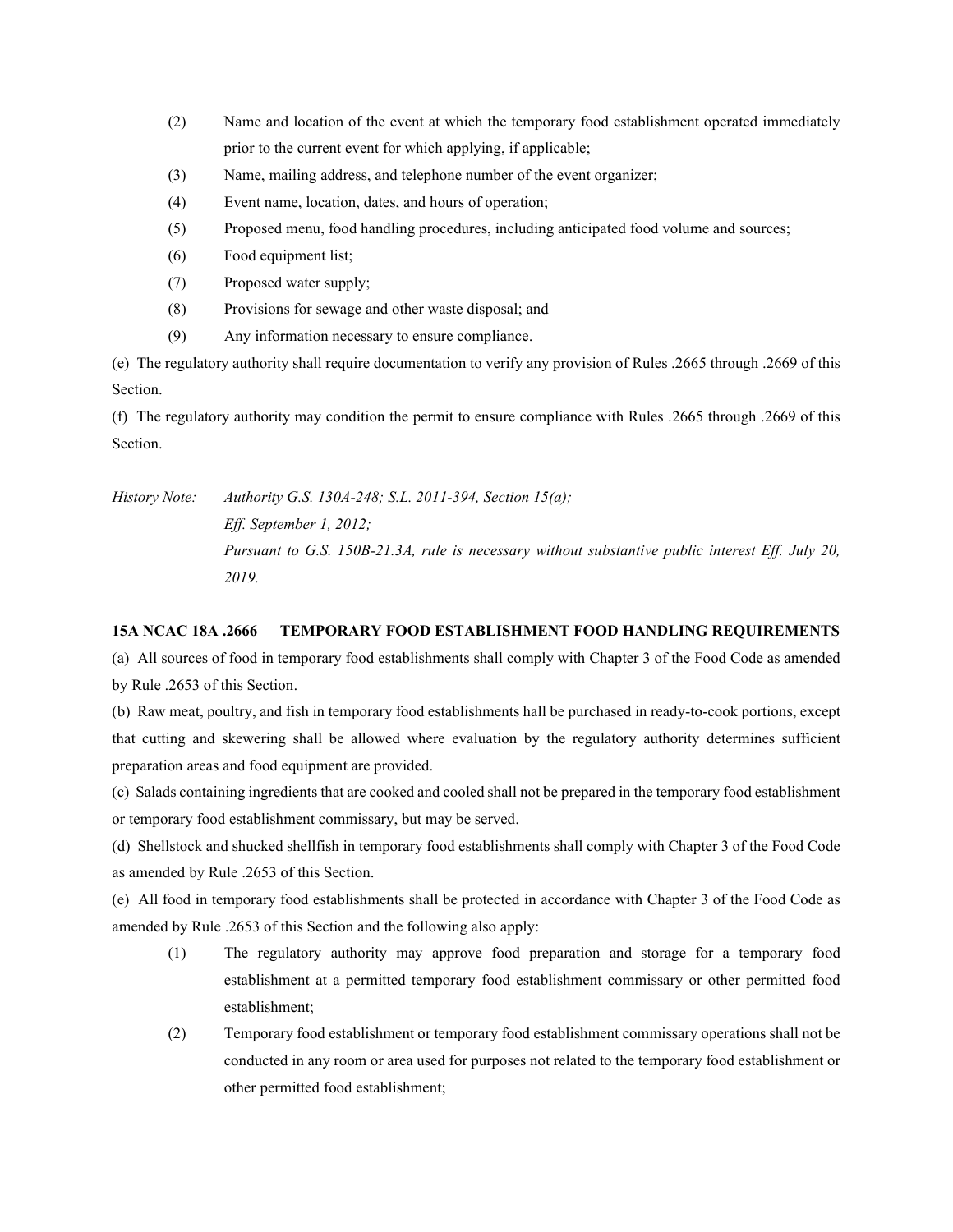(2) Name and location of the event at which the temporary food establishment operated immediately prior to the current event for which applying, if applicable;

(3) Name, mailing address, and telephone number of the event organizer;

(4) Event name, location, dates, and hours of operation;

(5) Proposed menu, food handling procedures, including anticipated food volume and sources;

(6) Food equipment list;

(7) Proposed water supply;

(8) Provisions for sewage and other waste disposal; and

(9) Any information necessary to ensure compliance.

(e) The regulatory authority shall require documentation to verify any provision of Rules .2665 through .2669 of this Section.

(f) The regulatory authority may condition the permit to ensure compliance with Rules .2665 through .2669 of this Section.

*History Note: Authority G.S. 130A-248; S.L. 2011-394, Section 15(a);*
*Eff. September 1, 2012;*
*Pursuant to G.S. 150B-21.3A, rule is necessary without substantive public interest Eff. July 20, 2019.*

**15A NCAC 18A .2666 TEMPORARY FOOD ESTABLISHMENT FOOD HANDLING REQUIREMENTS**

(a) All sources of food in temporary food establishments shall comply with Chapter 3 of the Food Code as amended by Rule .2653 of this Section.

(b) Raw meat, poultry, and fish in temporary food establishments hall be purchased in ready-to-cook portions, except that cutting and skewering shall be allowed where evaluation by the regulatory authority determines sufficient preparation areas and food equipment are provided.

(c) Salads containing ingredients that are cooked and cooled shall not be prepared in the temporary food establishment or temporary food establishment commissary, but may be served.

(d) Shellstock and shucked shellfish in temporary food establishments shall comply with Chapter 3 of the Food Code as amended by Rule .2653 of this Section.

(e) All food in temporary food establishments shall be protected in accordance with Chapter 3 of the Food Code as amended by Rule .2653 of this Section and the following also apply:

(1) The regulatory authority may approve food preparation and storage for a temporary food establishment at a permitted temporary food establishment commissary or other permitted food establishment;

(2) Temporary food establishment or temporary food establishment commissary operations shall not be conducted in any room or area used for purposes not related to the temporary food establishment or other permitted food establishment;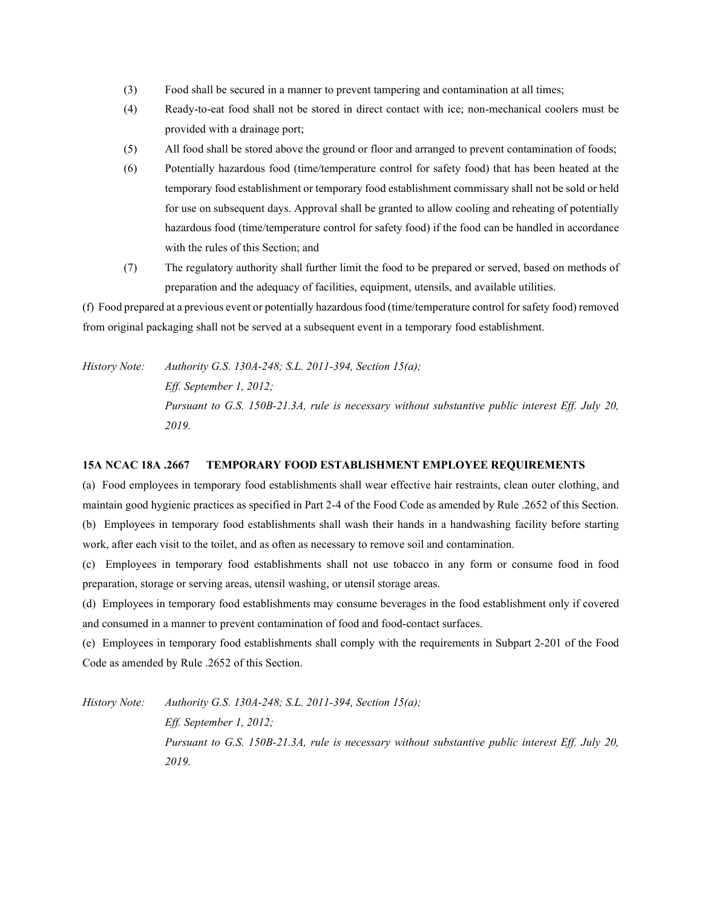(3) Food shall be secured in a manner to prevent tampering and contamination at all times;

(4) Ready-to-eat food shall not be stored in direct contact with ice; non-mechanical coolers must be provided with a drainage port;

(5) All food shall be stored above the ground or floor and arranged to prevent contamination of foods;

(6) Potentially hazardous food (time/temperature control for safety food) that has been heated at the temporary food establishment or temporary food establishment commissary shall not be sold or held for use on subsequent days. Approval shall be granted to allow cooling and reheating of potentially hazardous food (time/temperature control for safety food) if the food can be handled in accordance with the rules of this Section; and

(7) The regulatory authority shall further limit the food to be prepared or served, based on methods of preparation and the adequacy of facilities, equipment, utensils, and available utilities.

(f) Food prepared at a previous event or potentially hazardous food (time/temperature control for safety food) removed from original packaging shall not be served at a subsequent event in a temporary food establishment.

*History Note:* *Authority G.S. 130A-248; S.L. 2011-394, Section 15(a);*
*Eff. September 1, 2012;*
*Pursuant to G.S. 150B-21.3A, rule is necessary without substantive public interest Eff. July 20, 2019.*

**15A NCAC 18A .2667 TEMPORARY FOOD ESTABLISHMENT EMPLOYEE REQUIREMENTS**

(a) Food employees in temporary food establishments shall wear effective hair restraints, clean outer clothing, and maintain good hygienic practices as specified in Part 2-4 of the Food Code as amended by Rule .2652 of this Section.

(b) Employees in temporary food establishments shall wash their hands in a handwashing facility before starting work, after each visit to the toilet, and as often as necessary to remove soil and contamination.

(c) Employees in temporary food establishments shall not use tobacco in any form or consume food in food preparation, storage or serving areas, utensil washing, or utensil storage areas.

(d) Employees in temporary food establishments may consume beverages in the food establishment only if covered and consumed in a manner to prevent contamination of food and food-contact surfaces.

(e) Employees in temporary food establishments shall comply with the requirements in Subpart 2-201 of the Food Code as amended by Rule .2652 of this Section.

*History Note:* *Authority G.S. 130A-248; S.L. 2011-394, Section 15(a);*
*Eff. September 1, 2012;*
*Pursuant to G.S. 150B-21.3A, rule is necessary without substantive public interest Eff. July 20, 2019.*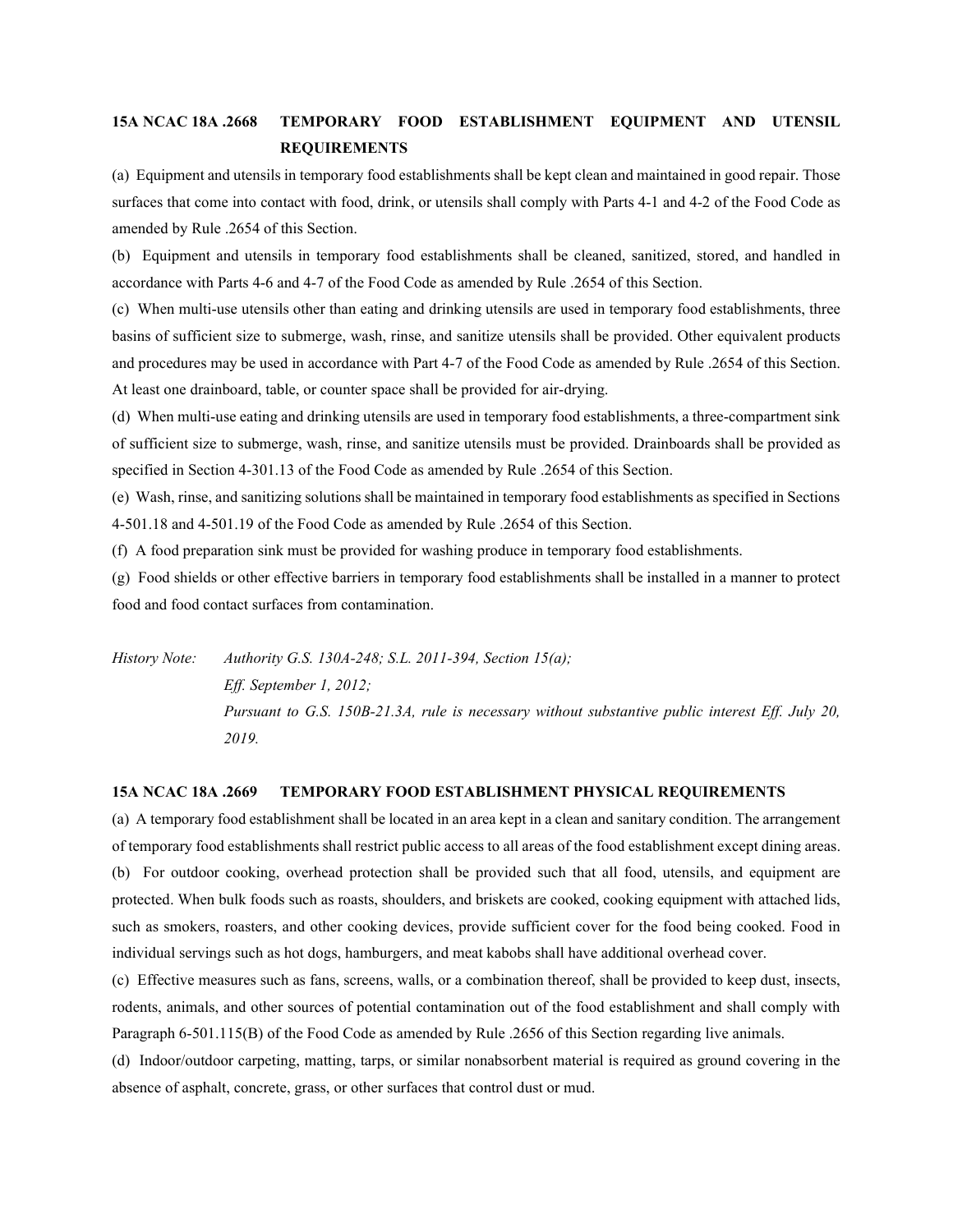**15A NCAC 18A .2668 TEMPORARY FOOD ESTABLISHMENT EQUIPMENT AND UTENSIL REQUIREMENTS**

(a) Equipment and utensils in temporary food establishments shall be kept clean and maintained in good repair. Those surfaces that come into contact with food, drink, or utensils shall comply with Parts 4-1 and 4-2 of the Food Code as amended by Rule .2654 of this Section.

(b) Equipment and utensils in temporary food establishments shall be cleaned, sanitized, stored, and handled in accordance with Parts 4-6 and 4-7 of the Food Code as amended by Rule .2654 of this Section.

(c) When multi-use utensils other than eating and drinking utensils are used in temporary food establishments, three basins of sufficient size to submerge, wash, rinse, and sanitize utensils shall be provided. Other equivalent products and procedures may be used in accordance with Part 4-7 of the Food Code as amended by Rule .2654 of this Section. At least one drainboard, table, or counter space shall be provided for air-drying.

(d) When multi-use eating and drinking utensils are used in temporary food establishments, a three-compartment sink of sufficient size to submerge, wash, rinse, and sanitize utensils must be provided. Drainboards shall be provided as specified in Section 4-301.13 of the Food Code as amended by Rule .2654 of this Section.

(e) Wash, rinse, and sanitizing solutions shall be maintained in temporary food establishments as specified in Sections 4-501.18 and 4-501.19 of the Food Code as amended by Rule .2654 of this Section.

(f) A food preparation sink must be provided for washing produce in temporary food establishments.

(g) Food shields or other effective barriers in temporary food establishments shall be installed in a manner to protect food and food contact surfaces from contamination.

*History Note: Authority G.S. 130A-248; S.L. 2011-394, Section 15(a);*
*Eff. September 1, 2012;*
*Pursuant to G.S. 150B-21.3A, rule is necessary without substantive public interest Eff. July 20, 2019.*

**15A NCAC 18A .2669 TEMPORARY FOOD ESTABLISHMENT PHYSICAL REQUIREMENTS**

(a) A temporary food establishment shall be located in an area kept in a clean and sanitary condition. The arrangement of temporary food establishments shall restrict public access to all areas of the food establishment except dining areas.

(b) For outdoor cooking, overhead protection shall be provided such that all food, utensils, and equipment are protected. When bulk foods such as roasts, shoulders, and briskets are cooked, cooking equipment with attached lids, such as smokers, roasters, and other cooking devices, provide sufficient cover for the food being cooked. Food in individual servings such as hot dogs, hamburgers, and meat kabobs shall have additional overhead cover.

(c) Effective measures such as fans, screens, walls, or a combination thereof, shall be provided to keep dust, insects, rodents, animals, and other sources of potential contamination out of the food establishment and shall comply with Paragraph 6-501.115(B) of the Food Code as amended by Rule .2656 of this Section regarding live animals.

(d) Indoor/outdoor carpeting, matting, tarps, or similar nonabsorbent material is required as ground covering in the absence of asphalt, concrete, grass, or other surfaces that control dust or mud.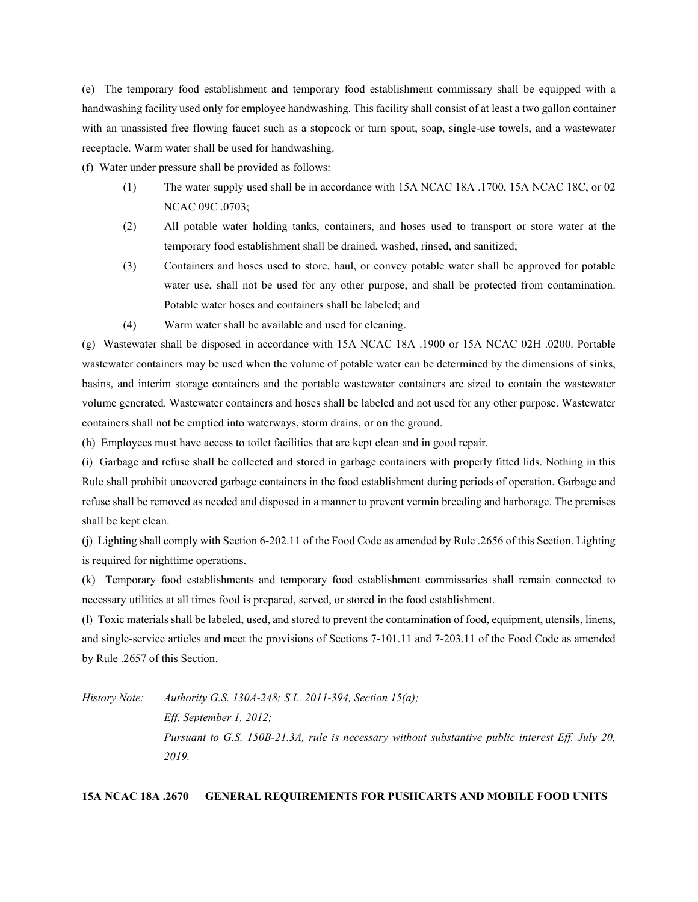(e) The temporary food establishment and temporary food establishment commissary shall be equipped with a handwashing facility used only for employee handwashing. This facility shall consist of at least a two gallon container with an unassisted free flowing faucet such as a stopcock or turn spout, soap, single-use towels, and a wastewater receptacle. Warm water shall be used for handwashing.

(f) Water under pressure shall be provided as follows:

(1) The water supply used shall be in accordance with 15A NCAC 18A .1700, 15A NCAC 18C, or 02 NCAC 09C .0703;

(2) All potable water holding tanks, containers, and hoses used to transport or store water at the temporary food establishment shall be drained, washed, rinsed, and sanitized;

(3) Containers and hoses used to store, haul, or convey potable water shall be approved for potable water use, shall not be used for any other purpose, and shall be protected from contamination. Potable water hoses and containers shall be labeled; and

(4) Warm water shall be available and used for cleaning.

(g) Wastewater shall be disposed in accordance with 15A NCAC 18A .1900 or 15A NCAC 02H .0200. Portable wastewater containers may be used when the volume of potable water can be determined by the dimensions of sinks, basins, and interim storage containers and the portable wastewater containers are sized to contain the wastewater volume generated. Wastewater containers and hoses shall be labeled and not used for any other purpose. Wastewater containers shall not be emptied into waterways, storm drains, or on the ground.

(h) Employees must have access to toilet facilities that are kept clean and in good repair.

(i) Garbage and refuse shall be collected and stored in garbage containers with properly fitted lids. Nothing in this Rule shall prohibit uncovered garbage containers in the food establishment during periods of operation. Garbage and refuse shall be removed as needed and disposed in a manner to prevent vermin breeding and harborage. The premises shall be kept clean.

(j) Lighting shall comply with Section 6-202.11 of the Food Code as amended by Rule .2656 of this Section. Lighting is required for nighttime operations.

(k) Temporary food establishments and temporary food establishment commissaries shall remain connected to necessary utilities at all times food is prepared, served, or stored in the food establishment.

(l) Toxic materials shall be labeled, used, and stored to prevent the contamination of food, equipment, utensils, linens, and single-service articles and meet the provisions of Sections 7-101.11 and 7-203.11 of the Food Code as amended by Rule .2657 of this Section.

*History Note: Authority G.S. 130A-248; S.L. 2011-394, Section 15(a);*
*Eff. September 1, 2012;*
*Pursuant to G.S. 150B-21.3A, rule is necessary without substantive public interest Eff. July 20, 2019.*

**15A NCAC 18A .2670 GENERAL REQUIREMENTS FOR PUSHCARTS AND MOBILE FOOD UNITS**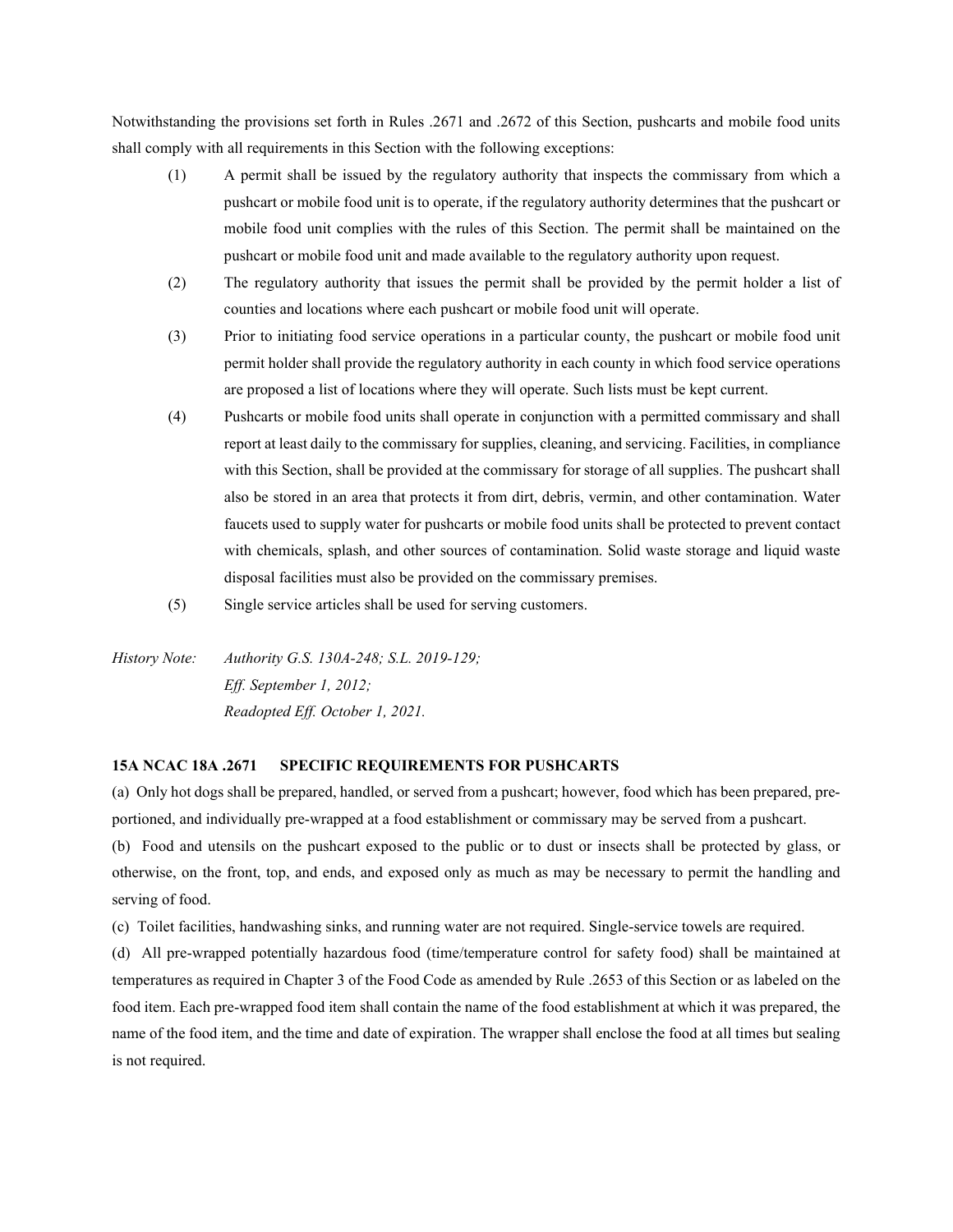Notwithstanding the provisions set forth in Rules .2671 and .2672 of this Section, pushcarts and mobile food units shall comply with all requirements in this Section with the following exceptions:

(1) A permit shall be issued by the regulatory authority that inspects the commissary from which a pushcart or mobile food unit is to operate, if the regulatory authority determines that the pushcart or mobile food unit complies with the rules of this Section. The permit shall be maintained on the pushcart or mobile food unit and made available to the regulatory authority upon request.

(2) The regulatory authority that issues the permit shall be provided by the permit holder a list of counties and locations where each pushcart or mobile food unit will operate.

(3) Prior to initiating food service operations in a particular county, the pushcart or mobile food unit permit holder shall provide the regulatory authority in each county in which food service operations are proposed a list of locations where they will operate. Such lists must be kept current.

(4) Pushcarts or mobile food units shall operate in conjunction with a permitted commissary and shall report at least daily to the commissary for supplies, cleaning, and servicing. Facilities, in compliance with this Section, shall be provided at the commissary for storage of all supplies. The pushcart shall also be stored in an area that protects it from dirt, debris, vermin, and other contamination. Water faucets used to supply water for pushcarts or mobile food units shall be protected to prevent contact with chemicals, splash, and other sources of contamination. Solid waste storage and liquid waste disposal facilities must also be provided on the commissary premises.

(5) Single service articles shall be used for serving customers.

*History Note: Authority G.S. 130A-248; S.L. 2019-129;*
*Eff. September 1, 2012;*
*Readopted Eff. October 1, 2021.*

**15A NCAC 18A .2671 SPECIFIC REQUIREMENTS FOR PUSHCARTS**

(a) Only hot dogs shall be prepared, handled, or served from a pushcart; however, food which has been prepared, pre-portioned, and individually pre-wrapped at a food establishment or commissary may be served from a pushcart.

(b) Food and utensils on the pushcart exposed to the public or to dust or insects shall be protected by glass, or otherwise, on the front, top, and ends, and exposed only as much as may be necessary to permit the handling and serving of food.

(c) Toilet facilities, handwashing sinks, and running water are not required. Single-service towels are required.

(d) All pre-wrapped potentially hazardous food (time/temperature control for safety food) shall be maintained at temperatures as required in Chapter 3 of the Food Code as amended by Rule .2653 of this Section or as labeled on the food item. Each pre-wrapped food item shall contain the name of the food establishment at which it was prepared, the name of the food item, and the time and date of expiration. The wrapper shall enclose the food at all times but sealing is not required.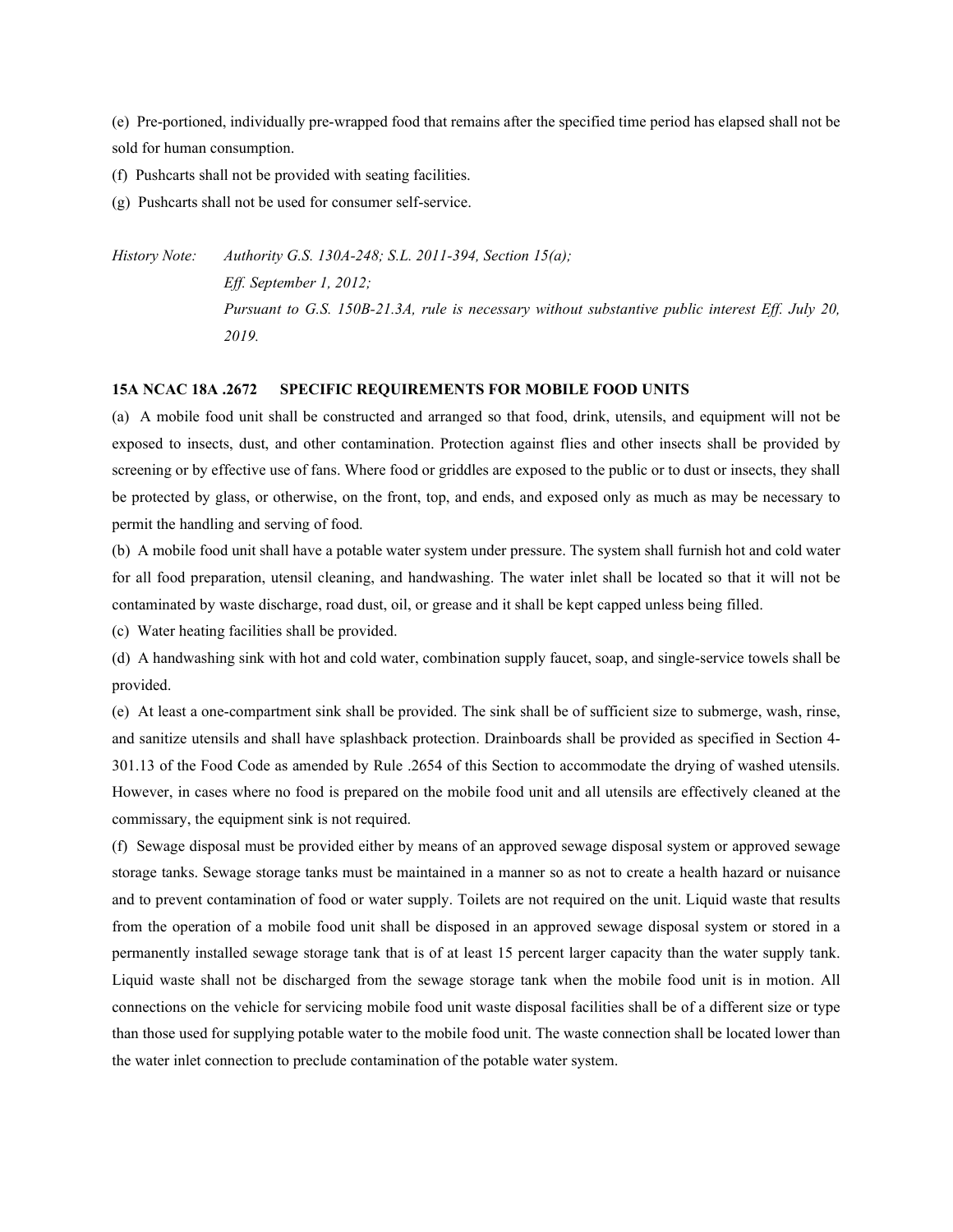(e) Pre-portioned, individually pre-wrapped food that remains after the specified time period has elapsed shall not be sold for human consumption.

(f) Pushcarts shall not be provided with seating facilities.

(g) Pushcarts shall not be used for consumer self-service.

*History Note: Authority G.S. 130A-248; S.L. 2011-394, Section 15(a);*
*Eff. September 1, 2012;*
*Pursuant to G.S. 150B-21.3A, rule is necessary without substantive public interest Eff. July 20, 2019.*

**15A NCAC 18A .2672 SPECIFIC REQUIREMENTS FOR MOBILE FOOD UNITS**

(a) A mobile food unit shall be constructed and arranged so that food, drink, utensils, and equipment will not be exposed to insects, dust, and other contamination. Protection against flies and other insects shall be provided by screening or by effective use of fans. Where food or griddles are exposed to the public or to dust or insects, they shall be protected by glass, or otherwise, on the front, top, and ends, and exposed only as much as may be necessary to permit the handling and serving of food.

(b) A mobile food unit shall have a potable water system under pressure. The system shall furnish hot and cold water for all food preparation, utensil cleaning, and handwashing. The water inlet shall be located so that it will not be contaminated by waste discharge, road dust, oil, or grease and it shall be kept capped unless being filled.

(c) Water heating facilities shall be provided.

(d) A handwashing sink with hot and cold water, combination supply faucet, soap, and single-service towels shall be provided.

(e) At least a one-compartment sink shall be provided. The sink shall be of sufficient size to submerge, wash, rinse, and sanitize utensils and shall have splashback protection. Drainboards shall be provided as specified in Section 4-301.13 of the Food Code as amended by Rule .2654 of this Section to accommodate the drying of washed utensils. However, in cases where no food is prepared on the mobile food unit and all utensils are effectively cleaned at the commissary, the equipment sink is not required.

(f) Sewage disposal must be provided either by means of an approved sewage disposal system or approved sewage storage tanks. Sewage storage tanks must be maintained in a manner so as not to create a health hazard or nuisance and to prevent contamination of food or water supply. Toilets are not required on the unit. Liquid waste that results from the operation of a mobile food unit shall be disposed in an approved sewage disposal system or stored in a permanently installed sewage storage tank that is of at least 15 percent larger capacity than the water supply tank. Liquid waste shall not be discharged from the sewage storage tank when the mobile food unit is in motion. All connections on the vehicle for servicing mobile food unit waste disposal facilities shall be of a different size or type than those used for supplying potable water to the mobile food unit. The waste connection shall be located lower than the water inlet connection to preclude contamination of the potable water system.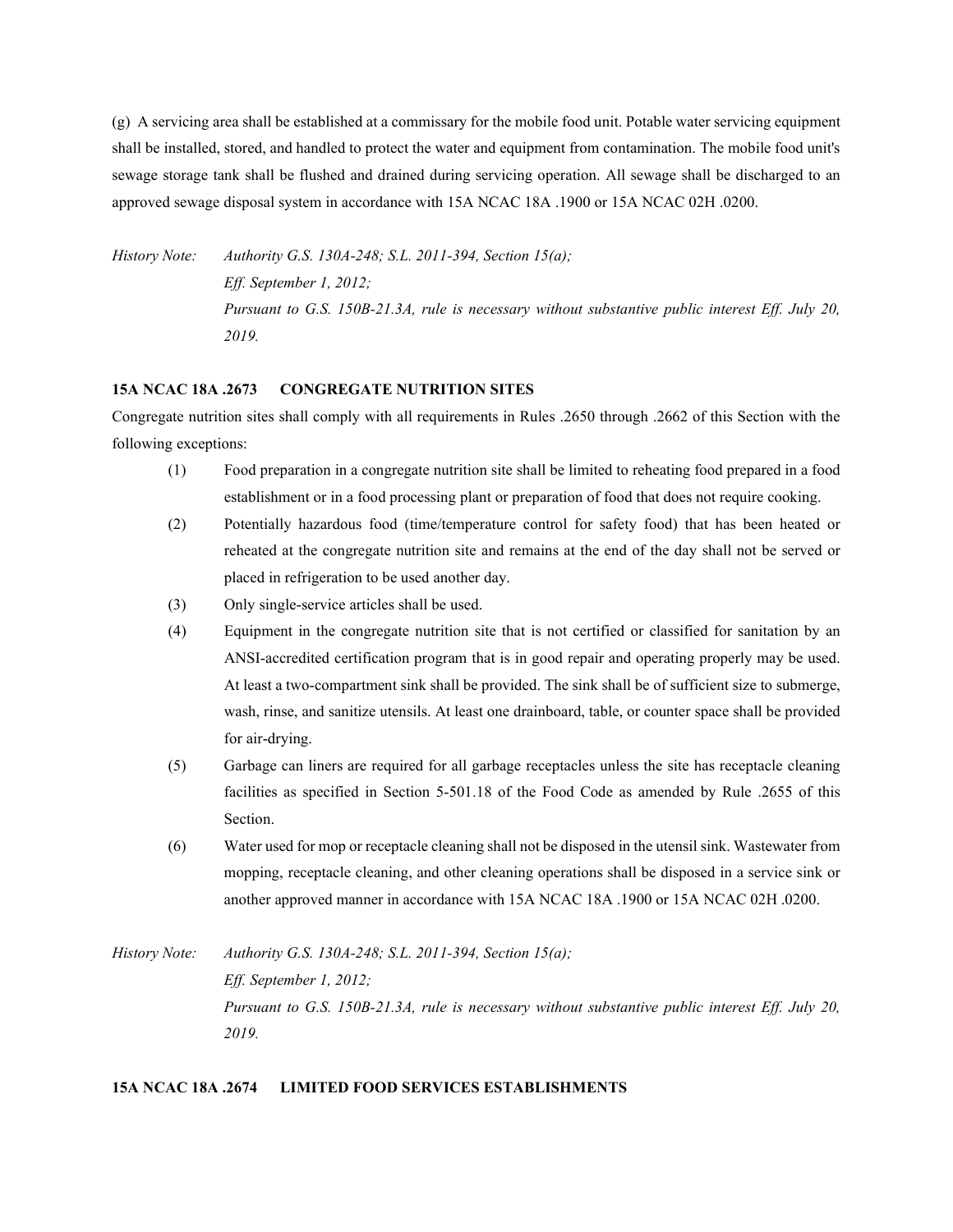(g) A servicing area shall be established at a commissary for the mobile food unit. Potable water servicing equipment shall be installed, stored, and handled to protect the water and equipment from contamination. The mobile food unit's sewage storage tank shall be flushed and drained during servicing operation. All sewage shall be discharged to an approved sewage disposal system in accordance with 15A NCAC 18A .1900 or 15A NCAC 02H .0200.

*History Note: Authority G.S. 130A-248; S.L. 2011-394, Section 15(a);*
*Eff. September 1, 2012;*
*Pursuant to G.S. 150B-21.3A, rule is necessary without substantive public interest Eff. July 20, 2019.*

### 15A NCAC 18A .2673 CONGREGATE NUTRITION SITES

Congregate nutrition sites shall comply with all requirements in Rules .2650 through .2662 of this Section with the following exceptions:

(1) Food preparation in a congregate nutrition site shall be limited to reheating food prepared in a food establishment or in a food processing plant or preparation of food that does not require cooking.

(2) Potentially hazardous food (time/temperature control for safety food) that has been heated or reheated at the congregate nutrition site and remains at the end of the day shall not be served or placed in refrigeration to be used another day.

(3) Only single-service articles shall be used.

(4) Equipment in the congregate nutrition site that is not certified or classified for sanitation by an ANSI-accredited certification program that is in good repair and operating properly may be used. At least a two-compartment sink shall be provided. The sink shall be of sufficient size to submerge, wash, rinse, and sanitize utensils. At least one drainboard, table, or counter space shall be provided for air-drying.

(5) Garbage can liners are required for all garbage receptacles unless the site has receptacle cleaning facilities as specified in Section 5-501.18 of the Food Code as amended by Rule .2655 of this Section.

(6) Water used for mop or receptacle cleaning shall not be disposed in the utensil sink. Wastewater from mopping, receptacle cleaning, and other cleaning operations shall be disposed in a service sink or another approved manner in accordance with 15A NCAC 18A .1900 or 15A NCAC 02H .0200.

*History Note: Authority G.S. 130A-248; S.L. 2011-394, Section 15(a);*
*Eff. September 1, 2012;*
*Pursuant to G.S. 150B-21.3A, rule is necessary without substantive public interest Eff. July 20, 2019.*

### 15A NCAC 18A .2674 LIMITED FOOD SERVICES ESTABLISHMENTS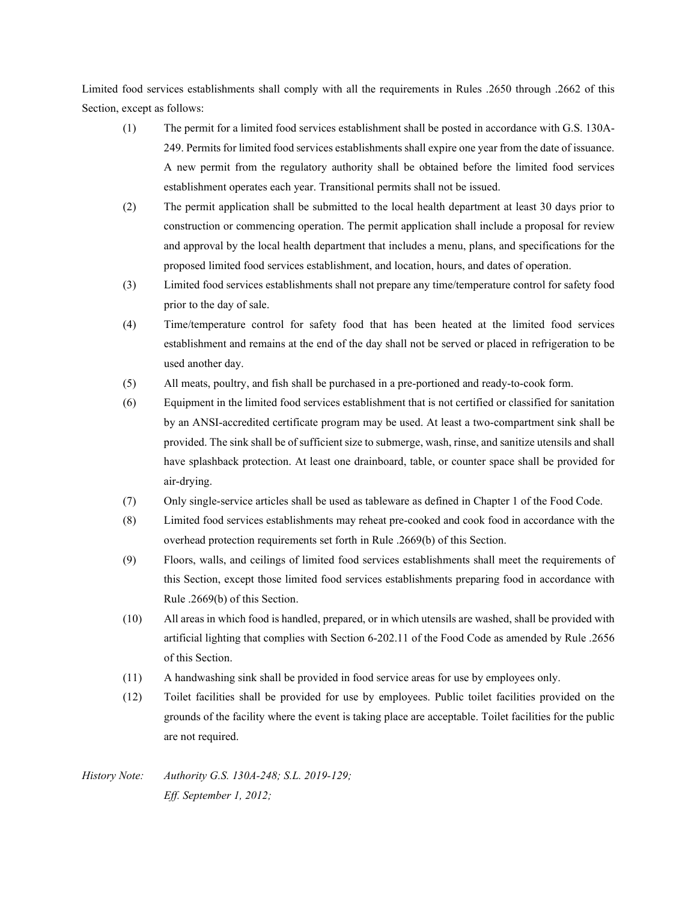Limited food services establishments shall comply with all the requirements in Rules .2650 through .2662 of this Section, except as follows:

(1) The permit for a limited food services establishment shall be posted in accordance with G.S. 130A-249. Permits for limited food services establishments shall expire one year from the date of issuance. A new permit from the regulatory authority shall be obtained before the limited food services establishment operates each year. Transitional permits shall not be issued.

(2) The permit application shall be submitted to the local health department at least 30 days prior to construction or commencing operation. The permit application shall include a proposal for review and approval by the local health department that includes a menu, plans, and specifications for the proposed limited food services establishment, and location, hours, and dates of operation.

(3) Limited food services establishments shall not prepare any time/temperature control for safety food prior to the day of sale.

(4) Time/temperature control for safety food that has been heated at the limited food services establishment and remains at the end of the day shall not be served or placed in refrigeration to be used another day.

(5) All meats, poultry, and fish shall be purchased in a pre-portioned and ready-to-cook form.

(6) Equipment in the limited food services establishment that is not certified or classified for sanitation by an ANSI-accredited certificate program may be used. At least a two-compartment sink shall be provided. The sink shall be of sufficient size to submerge, wash, rinse, and sanitize utensils and shall have splashback protection. At least one drainboard, table, or counter space shall be provided for air-drying.

(7) Only single-service articles shall be used as tableware as defined in Chapter 1 of the Food Code.

(8) Limited food services establishments may reheat pre-cooked and cook food in accordance with the overhead protection requirements set forth in Rule .2669(b) of this Section.

(9) Floors, walls, and ceilings of limited food services establishments shall meet the requirements of this Section, except those limited food services establishments preparing food in accordance with Rule .2669(b) of this Section.

(10) All areas in which food is handled, prepared, or in which utensils are washed, shall be provided with artificial lighting that complies with Section 6-202.11 of the Food Code as amended by Rule .2656 of this Section.

(11) A handwashing sink shall be provided in food service areas for use by employees only.

(12) Toilet facilities shall be provided for use by employees. Public toilet facilities provided on the grounds of the facility where the event is taking place are acceptable. Toilet facilities for the public are not required.

*History Note:* *Authority G.S. 130A-248; S.L. 2019-129;*
*Eff. September 1, 2012;*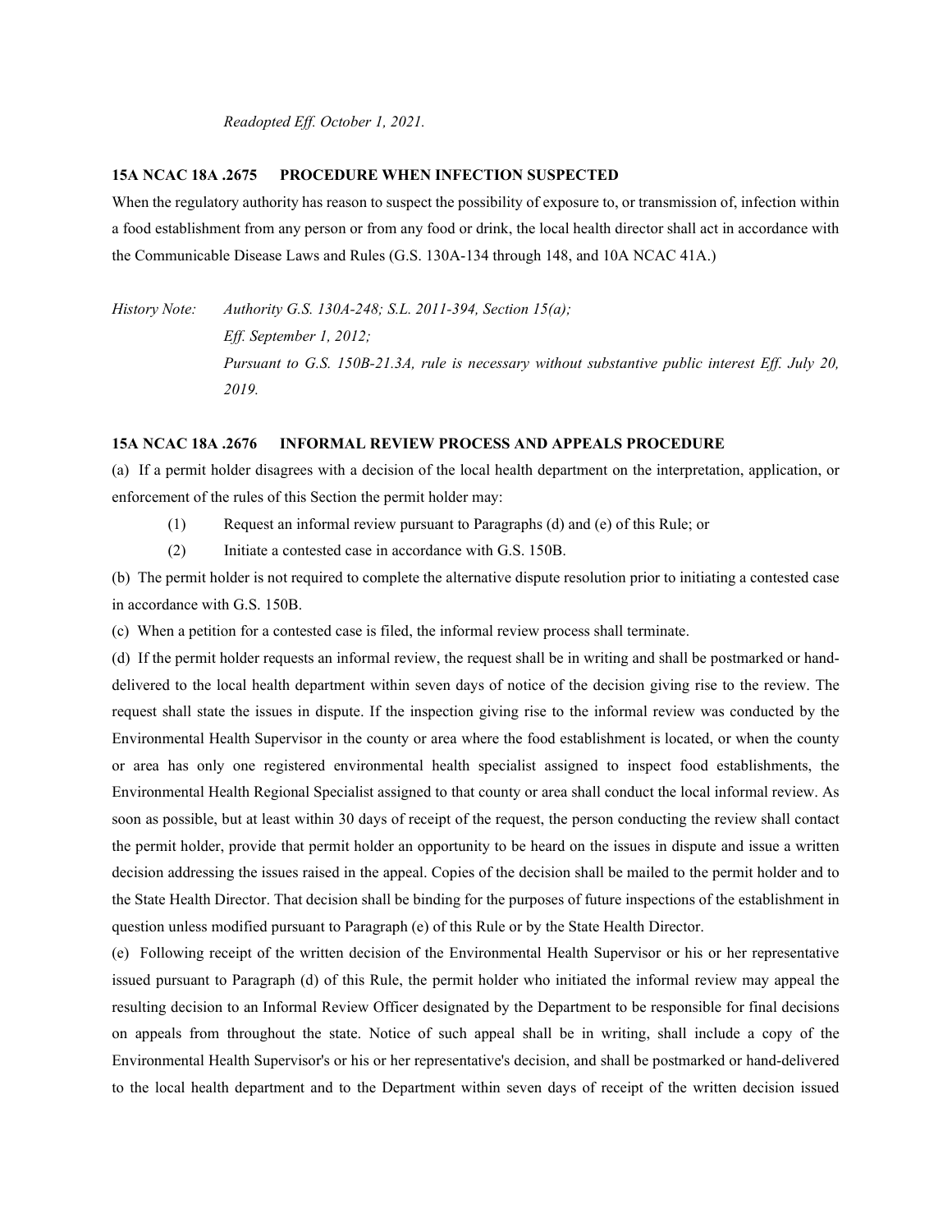*Readopted Eff. October 1, 2021.*

**15A NCAC 18A .2675 PROCEDURE WHEN INFECTION SUSPECTED**

When the regulatory authority has reason to suspect the possibility of exposure to, or transmission of, infection within a food establishment from any person or from any food or drink, the local health director shall act in accordance with the Communicable Disease Laws and Rules (G.S. 130A-134 through 148, and 10A NCAC 41A.)

*History Note: Authority G.S. 130A-248; S.L. 2011-394, Section 15(a);*
*Eff. September 1, 2012;*
*Pursuant to G.S. 150B-21.3A, rule is necessary without substantive public interest Eff. July 20, 2019.*

**15A NCAC 18A .2676 INFORMAL REVIEW PROCESS AND APPEALS PROCEDURE**

(a) If a permit holder disagrees with a decision of the local health department on the interpretation, application, or enforcement of the rules of this Section the permit holder may:

(1) Request an informal review pursuant to Paragraphs (d) and (e) of this Rule; or

(2) Initiate a contested case in accordance with G.S. 150B.

(b) The permit holder is not required to complete the alternative dispute resolution prior to initiating a contested case in accordance with G.S. 150B.

(c) When a petition for a contested case is filed, the informal review process shall terminate.

(d) If the permit holder requests an informal review, the request shall be in writing and shall be postmarked or hand-delivered to the local health department within seven days of notice of the decision giving rise to the review. The request shall state the issues in dispute. If the inspection giving rise to the informal review was conducted by the Environmental Health Supervisor in the county or area where the food establishment is located, or when the county or area has only one registered environmental health specialist assigned to inspect food establishments, the Environmental Health Regional Specialist assigned to that county or area shall conduct the local informal review. As soon as possible, but at least within 30 days of receipt of the request, the person conducting the review shall contact the permit holder, provide that permit holder an opportunity to be heard on the issues in dispute and issue a written decision addressing the issues raised in the appeal. Copies of the decision shall be mailed to the permit holder and to the State Health Director. That decision shall be binding for the purposes of future inspections of the establishment in question unless modified pursuant to Paragraph (e) of this Rule or by the State Health Director.

(e) Following receipt of the written decision of the Environmental Health Supervisor or his or her representative issued pursuant to Paragraph (d) of this Rule, the permit holder who initiated the informal review may appeal the resulting decision to an Informal Review Officer designated by the Department to be responsible for final decisions on appeals from throughout the state. Notice of such appeal shall be in writing, shall include a copy of the Environmental Health Supervisor's or his or her representative's decision, and shall be postmarked or hand-delivered to the local health department and to the Department within seven days of receipt of the written decision issued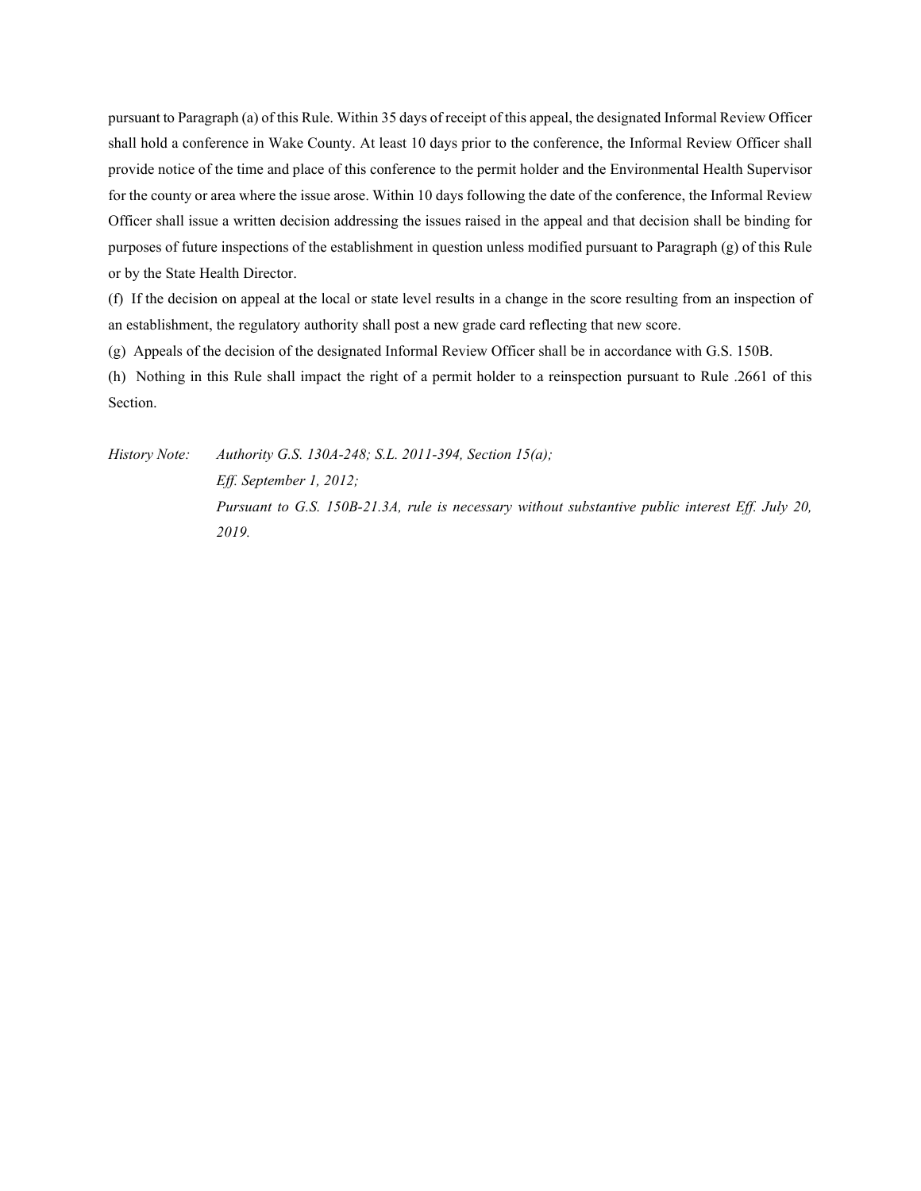pursuant to Paragraph (a) of this Rule. Within 35 days of receipt of this appeal, the designated Informal Review Officer shall hold a conference in Wake County. At least 10 days prior to the conference, the Informal Review Officer shall provide notice of the time and place of this conference to the permit holder and the Environmental Health Supervisor for the county or area where the issue arose. Within 10 days following the date of the conference, the Informal Review Officer shall issue a written decision addressing the issues raised in the appeal and that decision shall be binding for purposes of future inspections of the establishment in question unless modified pursuant to Paragraph (g) of this Rule or by the State Health Director.

(f) If the decision on appeal at the local or state level results in a change in the score resulting from an inspection of an establishment, the regulatory authority shall post a new grade card reflecting that new score.

(g) Appeals of the decision of the designated Informal Review Officer shall be in accordance with G.S. 150B.

(h) Nothing in this Rule shall impact the right of a permit holder to a reinspection pursuant to Rule .2661 of this Section.

*History Note: Authority G.S. 130A-248; S.L. 2011-394, Section 15(a);*
*Eff. September 1, 2012;*
*Pursuant to G.S. 150B-21.3A, rule is necessary without substantive public interest Eff. July 20, 2019.*